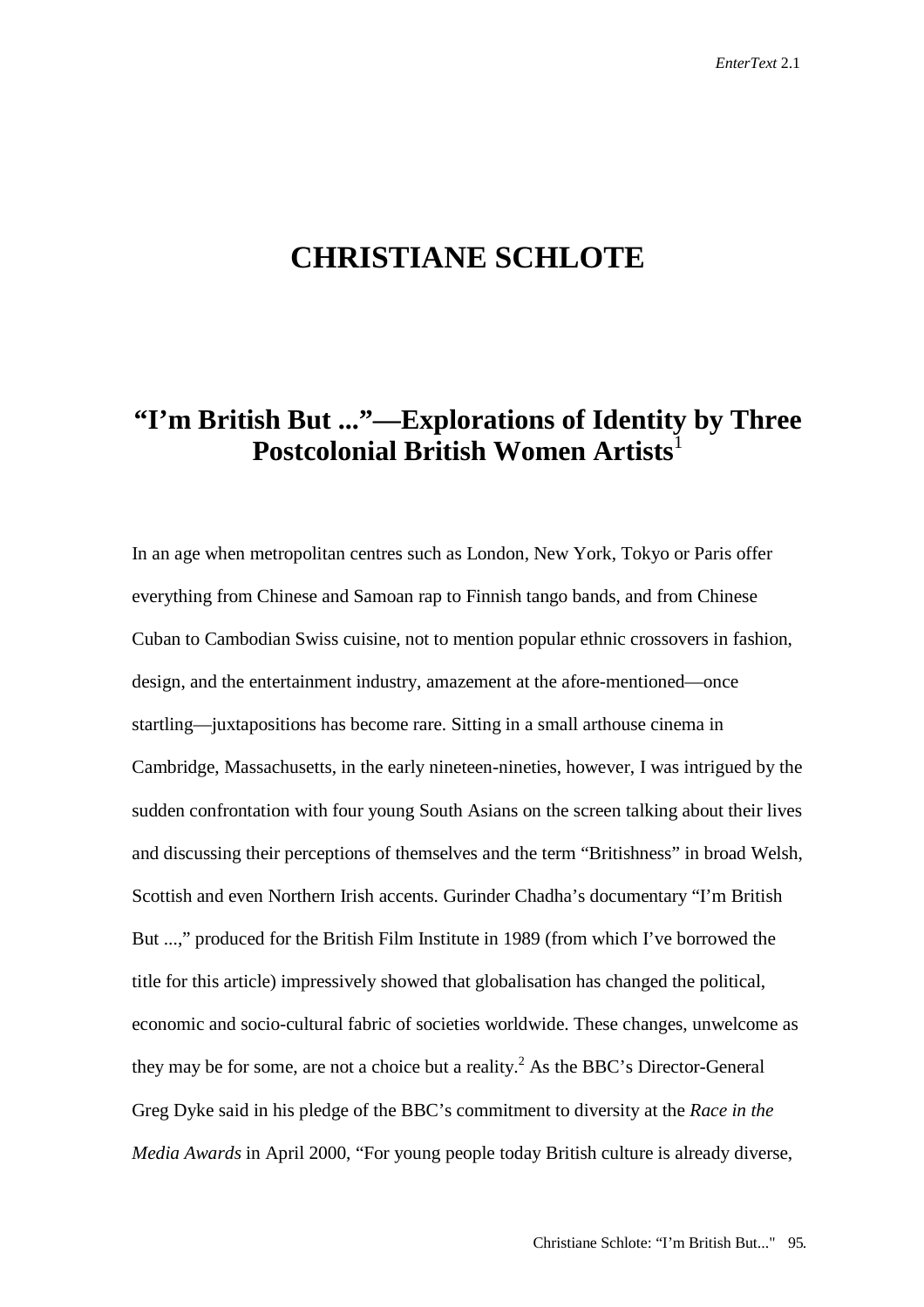# CHRISTIANE SCHLOTE

## "I'm British But ..."—Explorations of Identity by Three Postcolonial British Women Artists[1]

In an age when metropolitan centres such as London, New York, Tokyo or Paris offer everything from Chinese and Samoan rap to Finnish tango bands, and from Chinese Cuban to Cambodian Swiss cuisine, not to mention popular ethnic crossovers in fashion, design, and the entertainment industry, amazement at the afore-mentioned—once startling—juxtapositions has become rare. Sitting in a small arthouse cinema in Cambridge, Massachusetts, in the early nineteen-nineties, however, I was intrigued by the sudden confrontation with four young South Asians on the screen talking about their lives and discussing their perceptions of themselves and the term "Britishness" in broad Welsh, Scottish and even Northern Irish accents. Gurinder Chadha's documentary "I'm British But ...," produced for the British Film Institute in 1989 (from which I've borrowed the title for this article) impressively showed that globalisation has changed the political, economic and socio-cultural fabric of societies worldwide. These changes, unwelcome as they may be for some, are not a choice but a reality.[2] As the BBC's Director-General Greg Dyke said in his pledge of the BBC's commitment to diversity at the *Race in the Media Awards* in April 2000, "For young people today British culture is already diverse,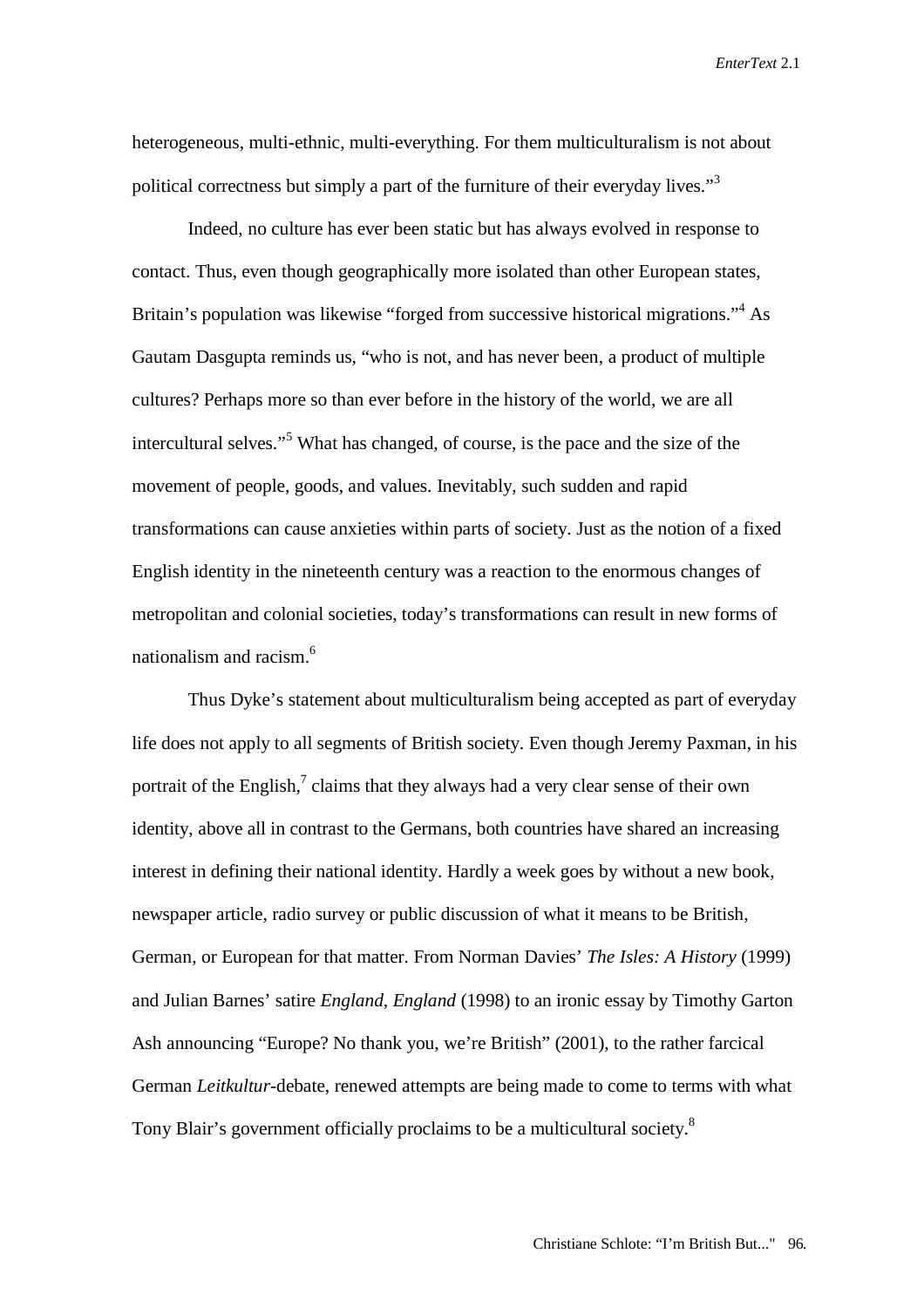heterogeneous, multi-ethnic, multi-everything. For them multiculturalism is not about political correctness but simply a part of the furniture of their everyday lives."[3]

Indeed, no culture has ever been static but has always evolved in response to contact. Thus, even though geographically more isolated than other European states, Britain's population was likewise "forged from successive historical migrations."[4] As Gautam Dasgupta reminds us, "who is not, and has never been, a product of multiple cultures? Perhaps more so than ever before in the history of the world, we are all intercultural selves."[5] What has changed, of course, is the pace and the size of the movement of people, goods, and values. Inevitably, such sudden and rapid transformations can cause anxieties within parts of society. Just as the notion of a fixed English identity in the nineteenth century was a reaction to the enormous changes of metropolitan and colonial societies, today's transformations can result in new forms of nationalism and racism.[6]

Thus Dyke's statement about multiculturalism being accepted as part of everyday life does not apply to all segments of British society. Even though Jeremy Paxman, in his portrait of the English,[7] claims that they always had a very clear sense of their own identity, above all in contrast to the Germans, both countries have shared an increasing interest in defining their national identity. Hardly a week goes by without a new book, newspaper article, radio survey or public discussion of what it means to be British, German, or European for that matter. From Norman Davies' *The Isles: A History* (1999) and Julian Barnes' satire *England, England* (1998) to an ironic essay by Timothy Garton Ash announcing "Europe? No thank you, we're British" (2001), to the rather farcical German *Leitkultur*-debate, renewed attempts are being made to come to terms with what Tony Blair's government officially proclaims to be a multicultural society.[8]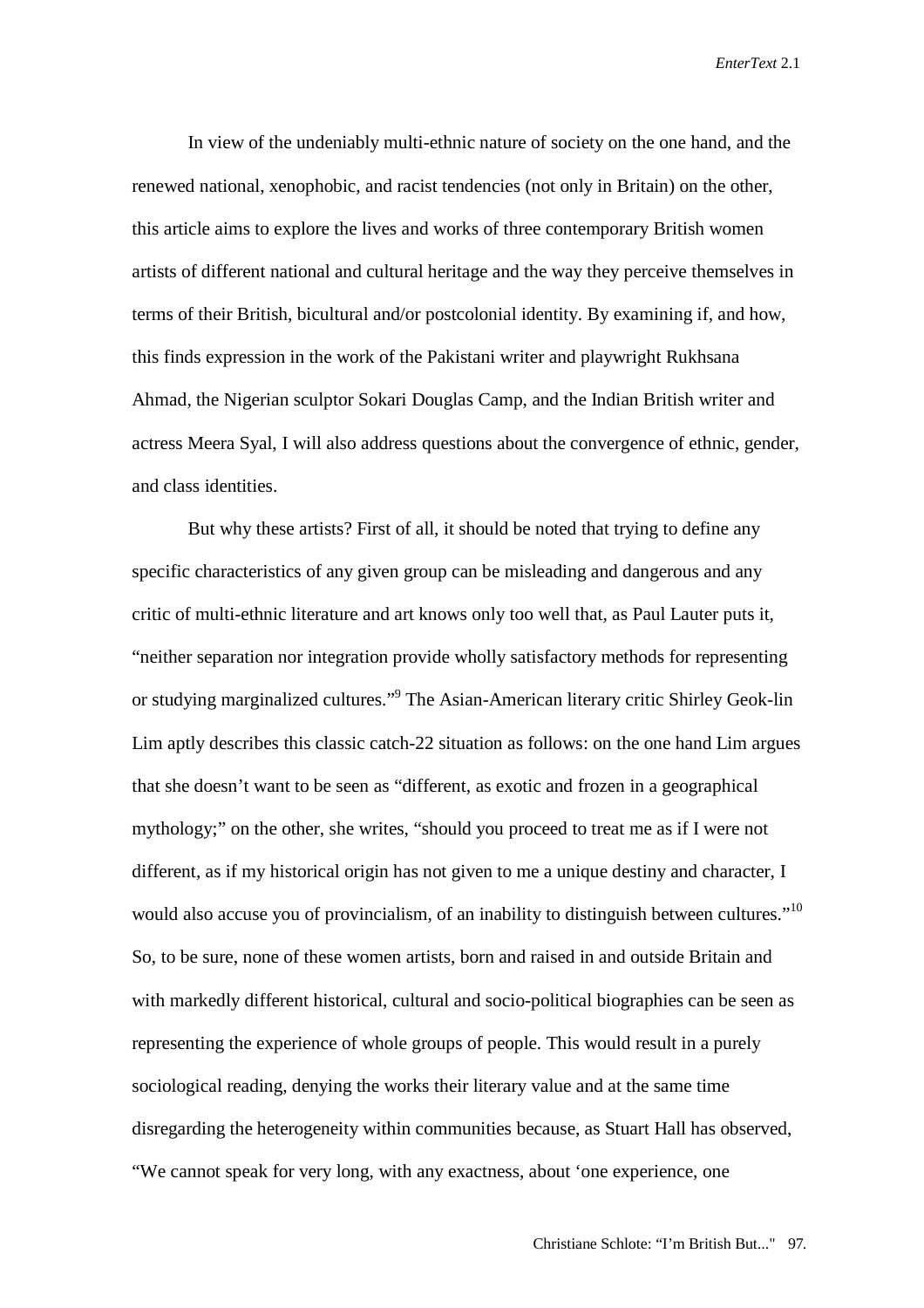In view of the undeniably multi-ethnic nature of society on the one hand, and the renewed national, xenophobic, and racist tendencies (not only in Britain) on the other, this article aims to explore the lives and works of three contemporary British women artists of different national and cultural heritage and the way they perceive themselves in terms of their British, bicultural and/or postcolonial identity. By examining if, and how, this finds expression in the work of the Pakistani writer and playwright Rukhsana Ahmad, the Nigerian sculptor Sokari Douglas Camp, and the Indian British writer and actress Meera Syal, I will also address questions about the convergence of ethnic, gender, and class identities.

But why these artists? First of all, it should be noted that trying to define any specific characteristics of any given group can be misleading and dangerous and any critic of multi-ethnic literature and art knows only too well that, as Paul Lauter puts it, "neither separation nor integration provide wholly satisfactory methods for representing or studying marginalized cultures."[9] The Asian-American literary critic Shirley Geok-lin Lim aptly describes this classic catch-22 situation as follows: on the one hand Lim argues that she doesn't want to be seen as "different, as exotic and frozen in a geographical mythology;" on the other, she writes, "should you proceed to treat me as if I were not different, as if my historical origin has not given to me a unique destiny and character, I would also accuse you of provincialism, of an inability to distinguish between cultures."[10] So, to be sure, none of these women artists, born and raised in and outside Britain and with markedly different historical, cultural and socio-political biographies can be seen as representing the experience of whole groups of people. This would result in a purely sociological reading, denying the works their literary value and at the same time disregarding the heterogeneity within communities because, as Stuart Hall has observed, "We cannot speak for very long, with any exactness, about 'one experience, one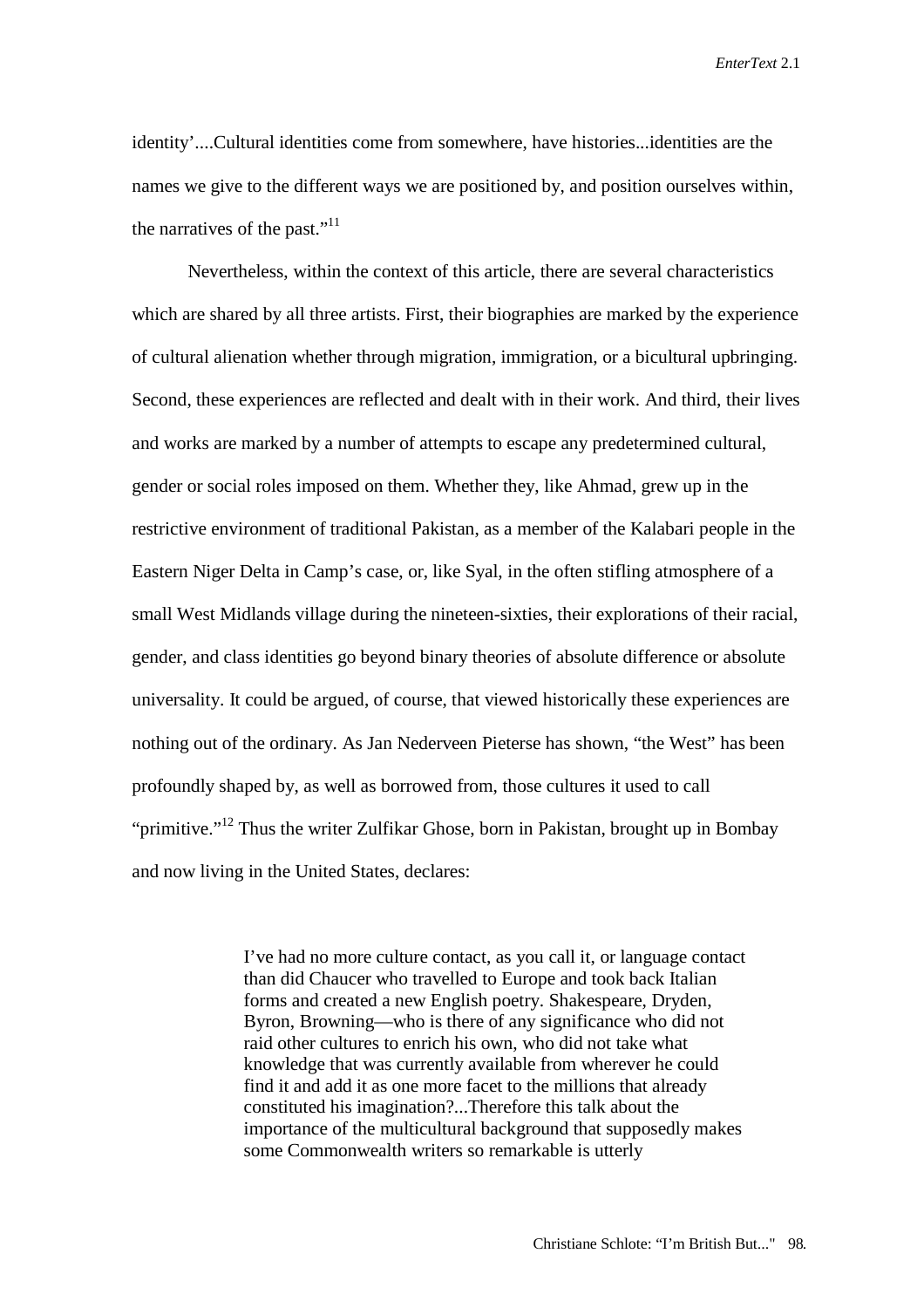identity'....Cultural identities come from somewhere, have histories...identities are the names we give to the different ways we are positioned by, and position ourselves within, the narratives of the past."[11]

Nevertheless, within the context of this article, there are several characteristics which are shared by all three artists. First, their biographies are marked by the experience of cultural alienation whether through migration, immigration, or a bicultural upbringing. Second, these experiences are reflected and dealt with in their work. And third, their lives and works are marked by a number of attempts to escape any predetermined cultural, gender or social roles imposed on them. Whether they, like Ahmad, grew up in the restrictive environment of traditional Pakistan, as a member of the Kalabari people in the Eastern Niger Delta in Camp's case, or, like Syal, in the often stifling atmosphere of a small West Midlands village during the nineteen-sixties, their explorations of their racial, gender, and class identities go beyond binary theories of absolute difference or absolute universality. It could be argued, of course, that viewed historically these experiences are nothing out of the ordinary. As Jan Nederveen Pieterse has shown, "the West" has been profoundly shaped by, as well as borrowed from, those cultures it used to call "primitive."[12] Thus the writer Zulfikar Ghose, born in Pakistan, brought up in Bombay and now living in the United States, declares:

> I've had no more culture contact, as you call it, or language contact than did Chaucer who travelled to Europe and took back Italian forms and created a new English poetry. Shakespeare, Dryden, Byron, Browning—who is there of any significance who did not raid other cultures to enrich his own, who did not take what knowledge that was currently available from wherever he could find it and add it as one more facet to the millions that already constituted his imagination?...Therefore this talk about the importance of the multicultural background that supposedly makes some Commonwealth writers so remarkable is utterly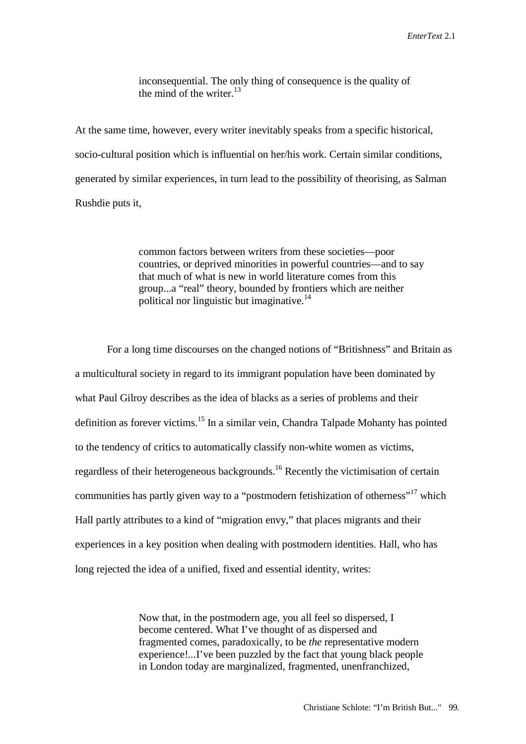> inconsequential. The only thing of consequence is the quality of the mind of the writer.[13]

At the same time, however, every writer inevitably speaks from a specific historical, socio-cultural position which is influential on her/his work. Certain similar conditions, generated by similar experiences, in turn lead to the possibility of theorising, as Salman Rushdie puts it,

> common factors between writers from these societies—poor countries, or deprived minorities in powerful countries—and to say that much of what is new in world literature comes from this group...a "real" theory, bounded by frontiers which are neither political nor linguistic but imaginative.[14]

For a long time discourses on the changed notions of "Britishness" and Britain as a multicultural society in regard to its immigrant population have been dominated by what Paul Gilroy describes as the idea of blacks as a series of problems and their definition as forever victims.[15] In a similar vein, Chandra Talpade Mohanty has pointed to the tendency of critics to automatically classify non-white women as victims, regardless of their heterogeneous backgrounds.[16] Recently the victimisation of certain communities has partly given way to a "postmodern fetishization of otherness"[17] which Hall partly attributes to a kind of "migration envy," that places migrants and their experiences in a key position when dealing with postmodern identities. Hall, who has long rejected the idea of a unified, fixed and essential identity, writes:

> Now that, in the postmodern age, you all feel so dispersed, I become centered. What I've thought of as dispersed and fragmented comes, paradoxically, to be *the* representative modern experience!...I've been puzzled by the fact that young black people in London today are marginalized, fragmented, unenfranchized,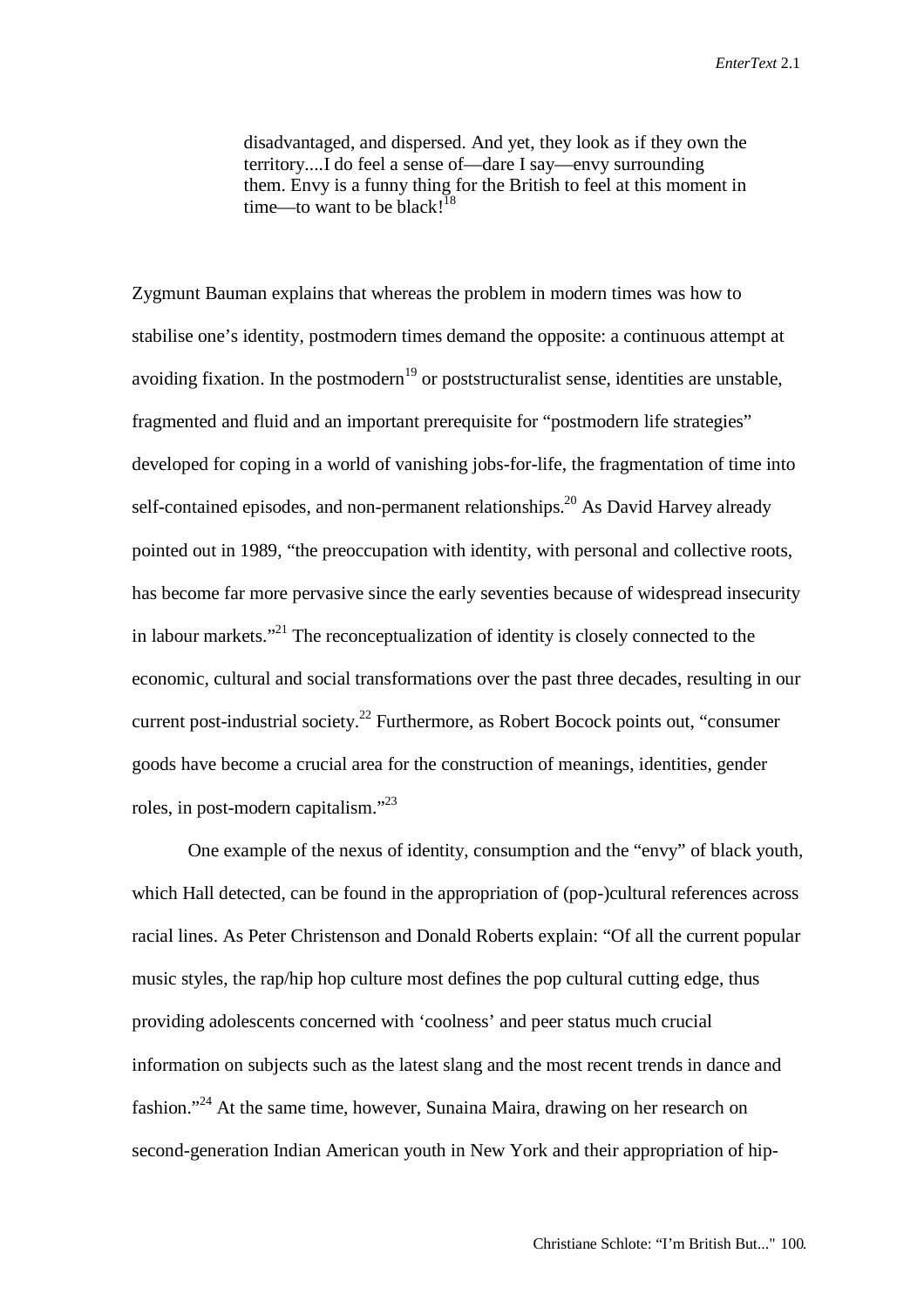> disadvantaged, and dispersed. And yet, they look as if they own the territory....I do feel a sense of—dare I say—envy surrounding them. Envy is a funny thing for the British to feel at this moment in time—to want to be black![18]

Zygmunt Bauman explains that whereas the problem in modern times was how to stabilise one's identity, postmodern times demand the opposite: a continuous attempt at avoiding fixation. In the postmodern[19] or poststructuralist sense, identities are unstable, fragmented and fluid and an important prerequisite for "postmodern life strategies" developed for coping in a world of vanishing jobs-for-life, the fragmentation of time into self-contained episodes, and non-permanent relationships.[20] As David Harvey already pointed out in 1989, "the preoccupation with identity, with personal and collective roots, has become far more pervasive since the early seventies because of widespread insecurity in labour markets."[21] The reconceptualization of identity is closely connected to the economic, cultural and social transformations over the past three decades, resulting in our current post-industrial society.[22] Furthermore, as Robert Bocock points out, "consumer goods have become a crucial area for the construction of meanings, identities, gender roles, in post-modern capitalism."[23]

One example of the nexus of identity, consumption and the "envy" of black youth, which Hall detected, can be found in the appropriation of (pop-)cultural references across racial lines. As Peter Christenson and Donald Roberts explain: "Of all the current popular music styles, the rap/hip hop culture most defines the pop cultural cutting edge, thus providing adolescents concerned with 'coolness' and peer status much crucial information on subjects such as the latest slang and the most recent trends in dance and fashion."[24] At the same time, however, Sunaina Maira, drawing on her research on second-generation Indian American youth in New York and their appropriation of hip-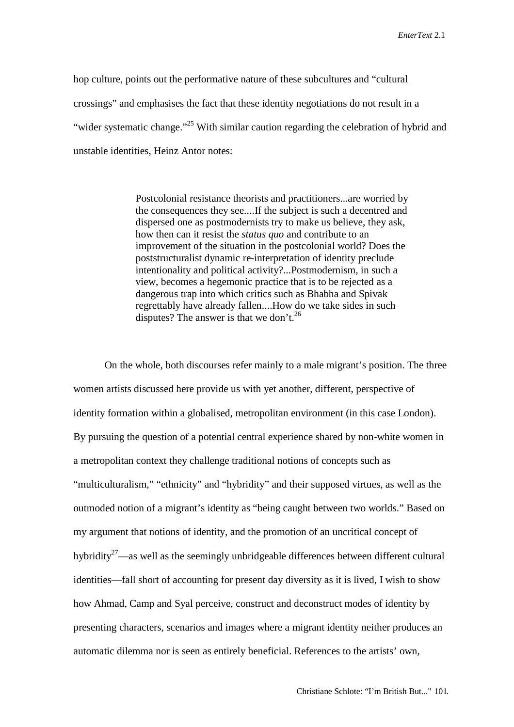hop culture, points out the performative nature of these subcultures and "cultural crossings" and emphasises the fact that these identity negotiations do not result in a "wider systematic change."[25] With similar caution regarding the celebration of hybrid and unstable identities, Heinz Antor notes:

> Postcolonial resistance theorists and practitioners...are worried by the consequences they see....If the subject is such a decentred and dispersed one as postmodernists try to make us believe, they ask, how then can it resist the *status quo* and contribute to an improvement of the situation in the postcolonial world? Does the poststructuralist dynamic re-interpretation of identity preclude intentionality and political activity?...Postmodernism, in such a view, becomes a hegemonic practice that is to be rejected as a dangerous trap into which critics such as Bhabha and Spivak regrettably have already fallen....How do we take sides in such disputes? The answer is that we don't.[26]

On the whole, both discourses refer mainly to a male migrant's position. The three women artists discussed here provide us with yet another, different, perspective of identity formation within a globalised, metropolitan environment (in this case London). By pursuing the question of a potential central experience shared by non-white women in a metropolitan context they challenge traditional notions of concepts such as "multiculturalism," "ethnicity" and "hybridity" and their supposed virtues, as well as the outmoded notion of a migrant's identity as "being caught between two worlds." Based on my argument that notions of identity, and the promotion of an uncritical concept of hybridity[27]—as well as the seemingly unbridgeable differences between different cultural identities—fall short of accounting for present day diversity as it is lived, I wish to show how Ahmad, Camp and Syal perceive, construct and deconstruct modes of identity by presenting characters, scenarios and images where a migrant identity neither produces an automatic dilemma nor is seen as entirely beneficial. References to the artists' own,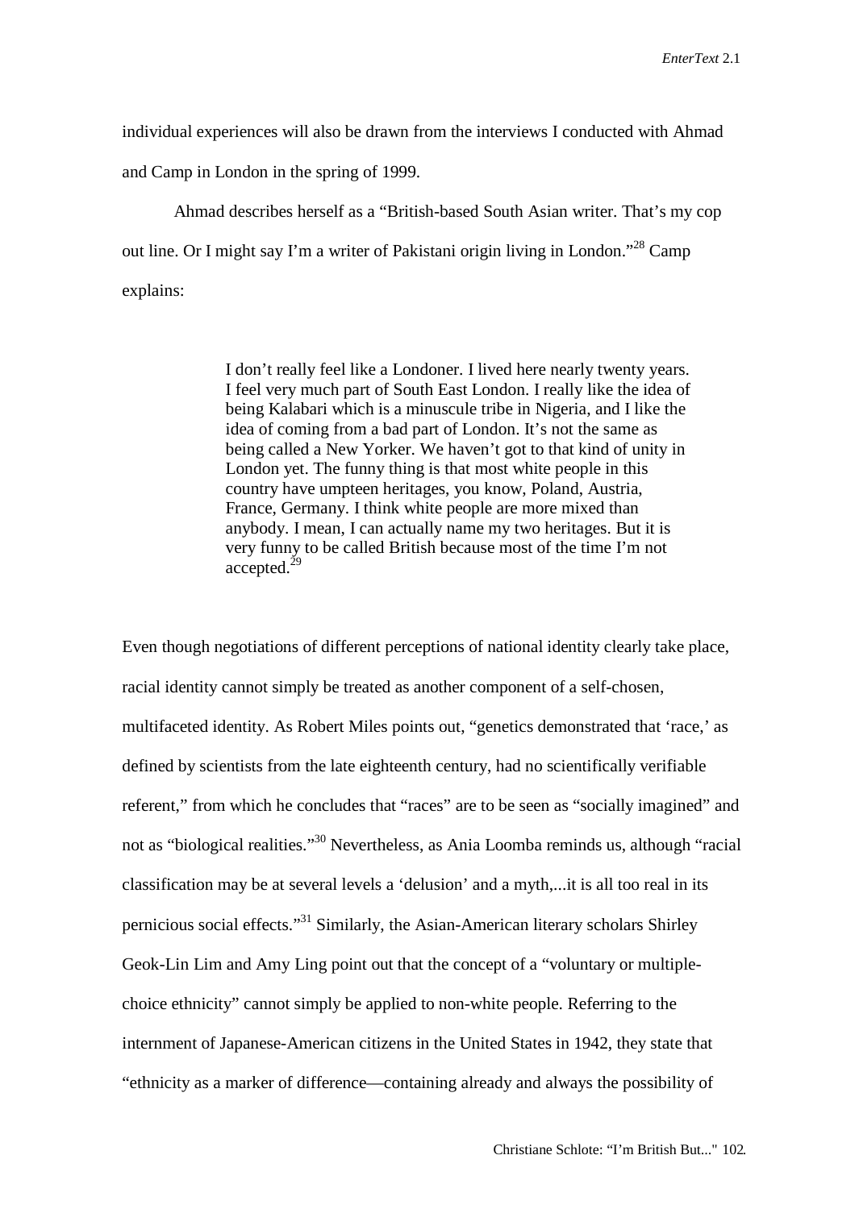individual experiences will also be drawn from the interviews I conducted with Ahmad and Camp in London in the spring of 1999.

Ahmad describes herself as a "British-based South Asian writer. That's my cop out line. Or I might say I'm a writer of Pakistani origin living in London."[28] Camp explains:

> I don't really feel like a Londoner. I lived here nearly twenty years. I feel very much part of South East London. I really like the idea of being Kalabari which is a minuscule tribe in Nigeria, and I like the idea of coming from a bad part of London. It's not the same as being called a New Yorker. We haven't got to that kind of unity in London yet. The funny thing is that most white people in this country have umpteen heritages, you know, Poland, Austria, France, Germany. I think white people are more mixed than anybody. I mean, I can actually name my two heritages. But it is very funny to be called British because most of the time I'm not accepted.[29]

Even though negotiations of different perceptions of national identity clearly take place, racial identity cannot simply be treated as another component of a self-chosen, multifaceted identity. As Robert Miles points out, "genetics demonstrated that 'race,' as defined by scientists from the late eighteenth century, had no scientifically verifiable referent," from which he concludes that "races" are to be seen as "socially imagined" and not as "biological realities."[30] Nevertheless, as Ania Loomba reminds us, although "racial classification may be at several levels a 'delusion' and a myth,...it is all too real in its pernicious social effects."[31] Similarly, the Asian-American literary scholars Shirley Geok-Lin Lim and Amy Ling point out that the concept of a "voluntary or multiple-choice ethnicity" cannot simply be applied to non-white people. Referring to the internment of Japanese-American citizens in the United States in 1942, they state that "ethnicity as a marker of difference—containing already and always the possibility of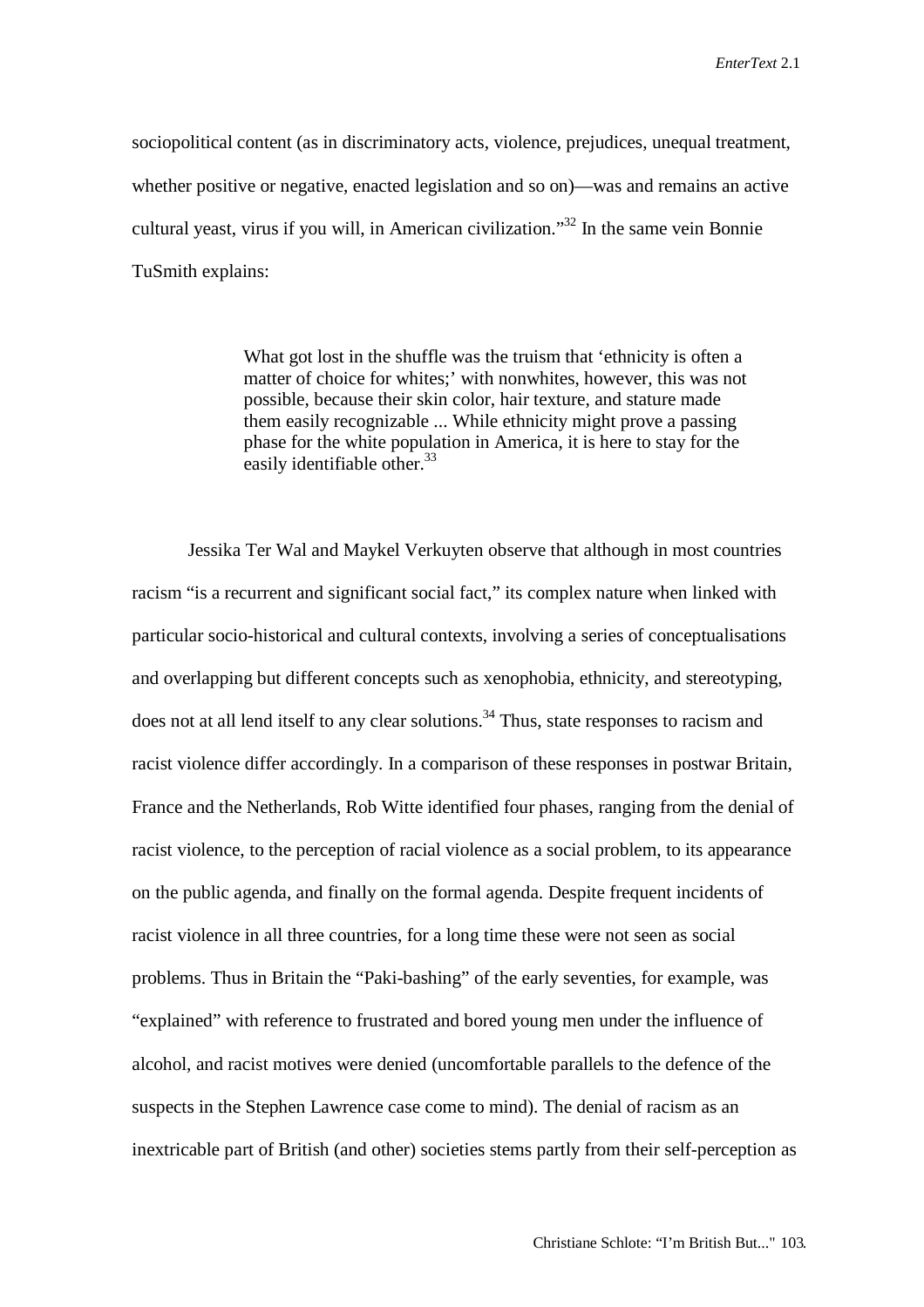sociopolitical content (as in discriminatory acts, violence, prejudices, unequal treatment, whether positive or negative, enacted legislation and so on)—was and remains an active cultural yeast, virus if you will, in American civilization."[32] In the same vein Bonnie TuSmith explains:

> What got lost in the shuffle was the truism that 'ethnicity is often a matter of choice for whites;' with nonwhites, however, this was not possible, because their skin color, hair texture, and stature made them easily recognizable ... While ethnicity might prove a passing phase for the white population in America, it is here to stay for the easily identifiable other.[33]

Jessika Ter Wal and Maykel Verkuyten observe that although in most countries racism "is a recurrent and significant social fact," its complex nature when linked with particular socio-historical and cultural contexts, involving a series of conceptualisations and overlapping but different concepts such as xenophobia, ethnicity, and stereotyping, does not at all lend itself to any clear solutions.[34] Thus, state responses to racism and racist violence differ accordingly. In a comparison of these responses in postwar Britain, France and the Netherlands, Rob Witte identified four phases, ranging from the denial of racist violence, to the perception of racial violence as a social problem, to its appearance on the public agenda, and finally on the formal agenda. Despite frequent incidents of racist violence in all three countries, for a long time these were not seen as social problems. Thus in Britain the "Paki-bashing" of the early seventies, for example, was "explained" with reference to frustrated and bored young men under the influence of alcohol, and racist motives were denied (uncomfortable parallels to the defence of the suspects in the Stephen Lawrence case come to mind). The denial of racism as an inextricable part of British (and other) societies stems partly from their self-perception as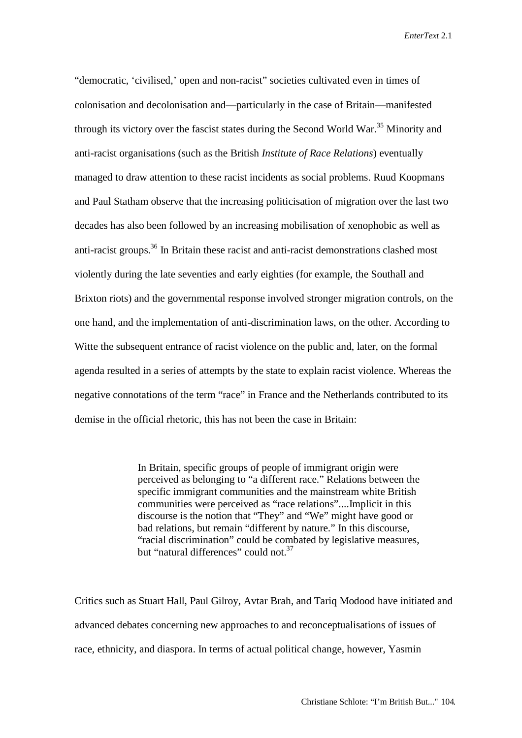"democratic, 'civilised,' open and non-racist" societies cultivated even in times of colonisation and decolonisation and—particularly in the case of Britain—manifested through its victory over the fascist states during the Second World War.[35] Minority and anti-racist organisations (such as the British *Institute of Race Relations*) eventually managed to draw attention to these racist incidents as social problems. Ruud Koopmans and Paul Statham observe that the increasing politicisation of migration over the last two decades has also been followed by an increasing mobilisation of xenophobic as well as anti-racist groups.[36] In Britain these racist and anti-racist demonstrations clashed most violently during the late seventies and early eighties (for example, the Southall and Brixton riots) and the governmental response involved stronger migration controls, on the one hand, and the implementation of anti-discrimination laws, on the other. According to Witte the subsequent entrance of racist violence on the public and, later, on the formal agenda resulted in a series of attempts by the state to explain racist violence. Whereas the negative connotations of the term "race" in France and the Netherlands contributed to its demise in the official rhetoric, this has not been the case in Britain:

> In Britain, specific groups of people of immigrant origin were perceived as belonging to "a different race." Relations between the specific immigrant communities and the mainstream white British communities were perceived as "race relations"....Implicit in this discourse is the notion that "They" and "We" might have good or bad relations, but remain "different by nature." In this discourse, "racial discrimination" could be combated by legislative measures, but "natural differences" could not.[37]

Critics such as Stuart Hall, Paul Gilroy, Avtar Brah, and Tariq Modood have initiated and advanced debates concerning new approaches to and reconceptualisations of issues of race, ethnicity, and diaspora. In terms of actual political change, however, Yasmin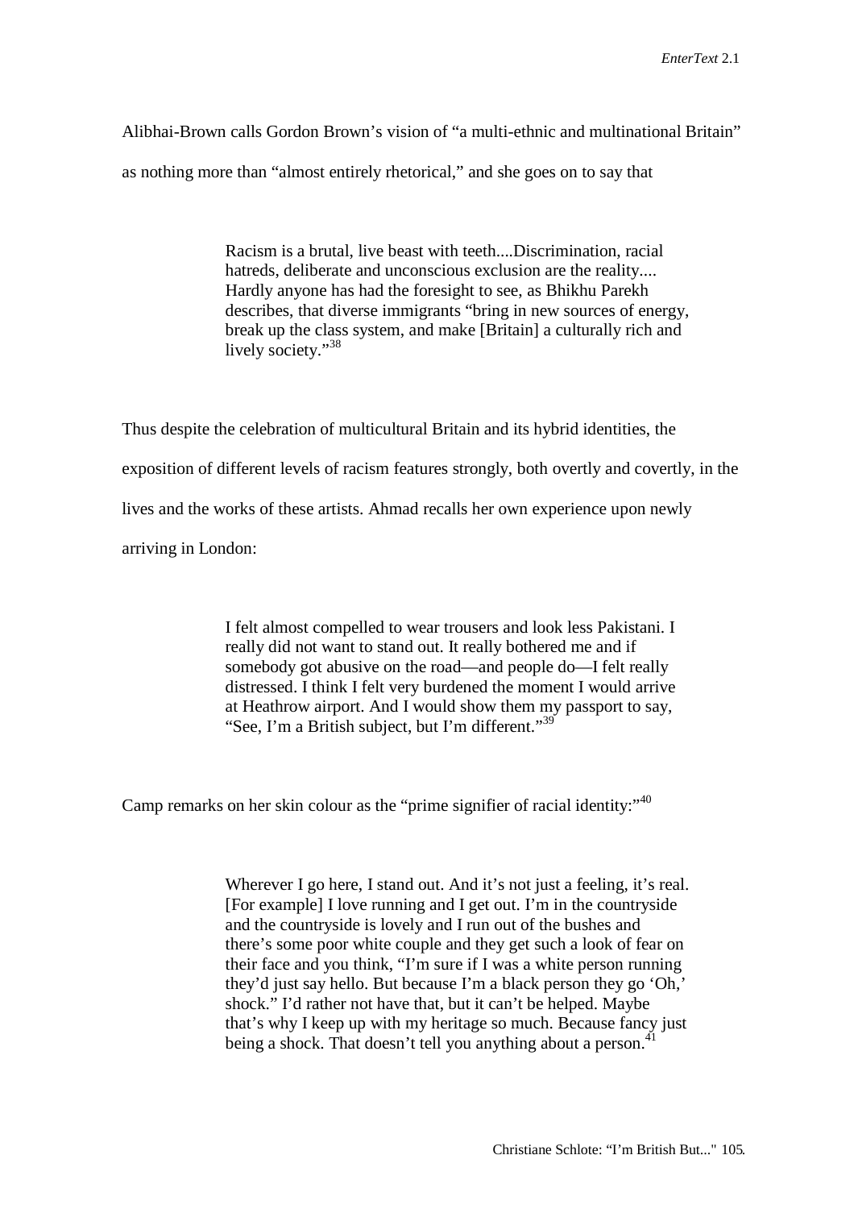Alibhai-Brown calls Gordon Brown's vision of "a multi-ethnic and multinational Britain" as nothing more than "almost entirely rhetorical," and she goes on to say that

> Racism is a brutal, live beast with teeth....Discrimination, racial hatreds, deliberate and unconscious exclusion are the reality.... Hardly anyone has had the foresight to see, as Bhikhu Parekh describes, that diverse immigrants "bring in new sources of energy, break up the class system, and make [Britain] a culturally rich and lively society."[38]

Thus despite the celebration of multicultural Britain and its hybrid identities, the exposition of different levels of racism features strongly, both overtly and covertly, in the lives and the works of these artists. Ahmad recalls her own experience upon newly arriving in London:

> I felt almost compelled to wear trousers and look less Pakistani. I really did not want to stand out. It really bothered me and if somebody got abusive on the road—and people do—I felt really distressed. I think I felt very burdened the moment I would arrive at Heathrow airport. And I would show them my passport to say, "See, I'm a British subject, but I'm different."[39]

Camp remarks on her skin colour as the "prime signifier of racial identity:"[40]

> Wherever I go here, I stand out. And it's not just a feeling, it's real. [For example] I love running and I get out. I'm in the countryside and the countryside is lovely and I run out of the bushes and there's some poor white couple and they get such a look of fear on their face and you think, "I'm sure if I was a white person running they'd just say hello. But because I'm a black person they go 'Oh,' shock." I'd rather not have that, but it can't be helped. Maybe that's why I keep up with my heritage so much. Because fancy just being a shock. That doesn't tell you anything about a person.[41]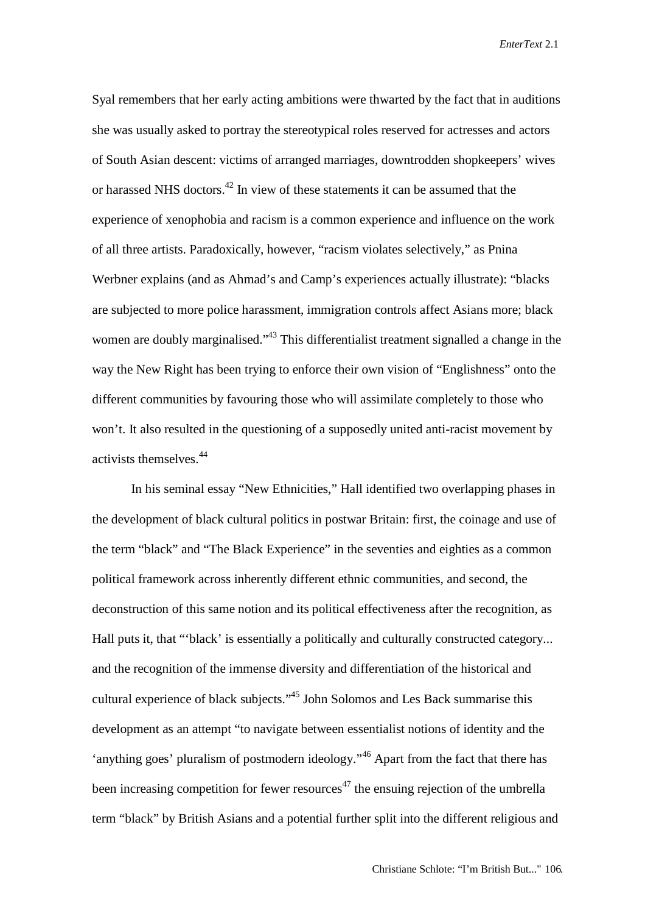Syal remembers that her early acting ambitions were thwarted by the fact that in auditions she was usually asked to portray the stereotypical roles reserved for actresses and actors of South Asian descent: victims of arranged marriages, downtrodden shopkeepers' wives or harassed NHS doctors.[42] In view of these statements it can be assumed that the experience of xenophobia and racism is a common experience and influence on the work of all three artists. Paradoxically, however, "racism violates selectively," as Pnina Werbner explains (and as Ahmad's and Camp's experiences actually illustrate): "blacks are subjected to more police harassment, immigration controls affect Asians more; black women are doubly marginalised."[43] This differentialist treatment signalled a change in the way the New Right has been trying to enforce their own vision of "Englishness" onto the different communities by favouring those who will assimilate completely to those who won't. It also resulted in the questioning of a supposedly united anti-racist movement by activists themselves.[44]

In his seminal essay "New Ethnicities," Hall identified two overlapping phases in the development of black cultural politics in postwar Britain: first, the coinage and use of the term "black" and "The Black Experience" in the seventies and eighties as a common political framework across inherently different ethnic communities, and second, the deconstruction of this same notion and its political effectiveness after the recognition, as Hall puts it, that "'black' is essentially a politically and culturally constructed category... and the recognition of the immense diversity and differentiation of the historical and cultural experience of black subjects."[45] John Solomos and Les Back summarise this development as an attempt "to navigate between essentialist notions of identity and the 'anything goes' pluralism of postmodern ideology."[46] Apart from the fact that there has been increasing competition for fewer resources[47] the ensuing rejection of the umbrella term "black" by British Asians and a potential further split into the different religious and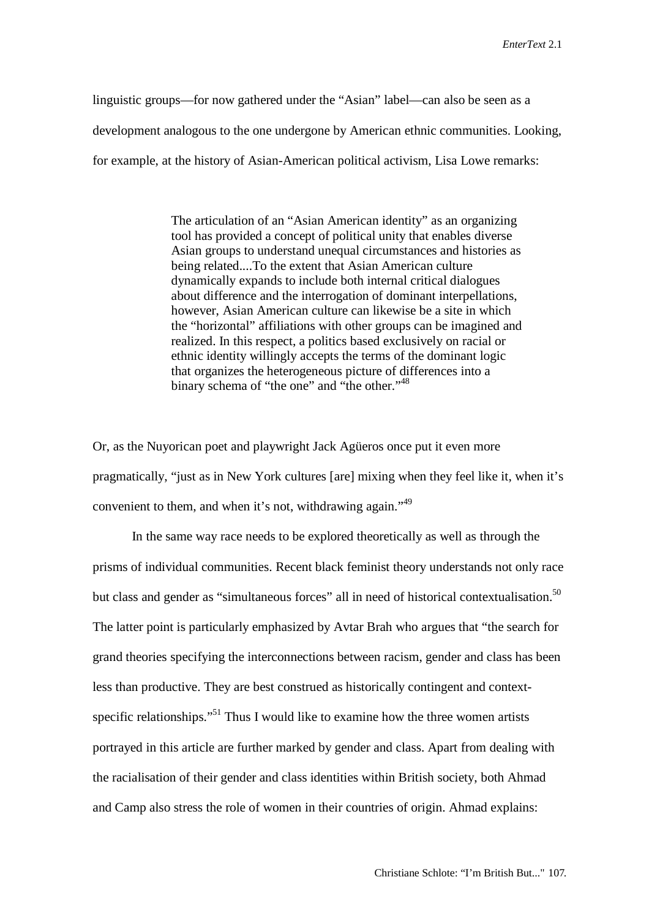linguistic groups—for now gathered under the "Asian" label—can also be seen as a development analogous to the one undergone by American ethnic communities. Looking, for example, at the history of Asian-American political activism, Lisa Lowe remarks:

> The articulation of an "Asian American identity" as an organizing tool has provided a concept of political unity that enables diverse Asian groups to understand unequal circumstances and histories as being related....To the extent that Asian American culture dynamically expands to include both internal critical dialogues about difference and the interrogation of dominant interpellations, however, Asian American culture can likewise be a site in which the "horizontal" affiliations with other groups can be imagined and realized. In this respect, a politics based exclusively on racial or ethnic identity willingly accepts the terms of the dominant logic that organizes the heterogeneous picture of differences into a binary schema of "the one" and "the other."[48]

Or, as the Nuyorican poet and playwright Jack Agüeros once put it even more pragmatically, "just as in New York cultures [are] mixing when they feel like it, when it's convenient to them, and when it's not, withdrawing again."[49]

In the same way race needs to be explored theoretically as well as through the prisms of individual communities. Recent black feminist theory understands not only race but class and gender as "simultaneous forces" all in need of historical contextualisation.[50] The latter point is particularly emphasized by Avtar Brah who argues that "the search for grand theories specifying the interconnections between racism, gender and class has been less than productive. They are best construed as historically contingent and context-specific relationships."[51] Thus I would like to examine how the three women artists portrayed in this article are further marked by gender and class. Apart from dealing with the racialisation of their gender and class identities within British society, both Ahmad and Camp also stress the role of women in their countries of origin. Ahmad explains: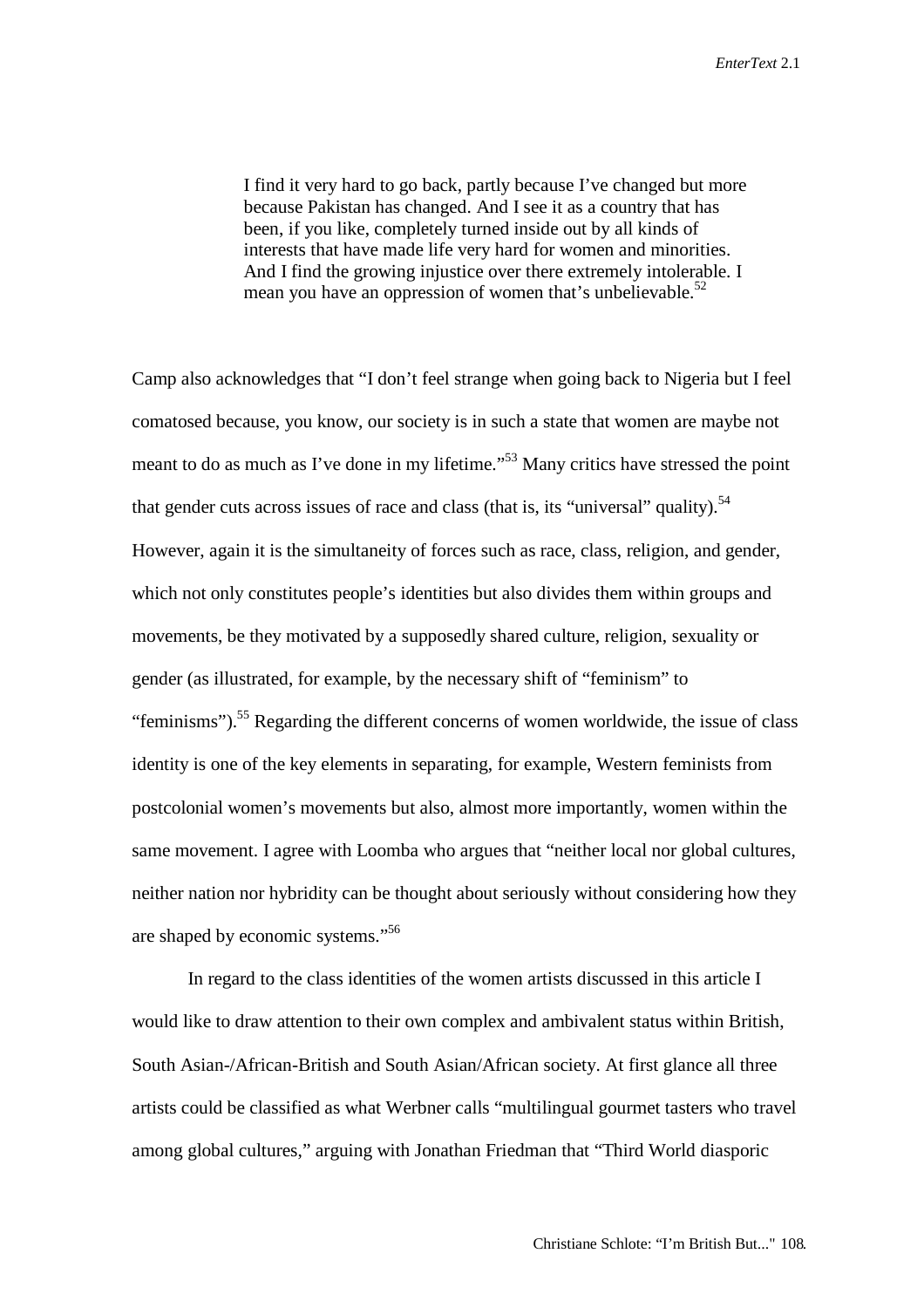> I find it very hard to go back, partly because I've changed but more because Pakistan has changed. And I see it as a country that has been, if you like, completely turned inside out by all kinds of interests that have made life very hard for women and minorities. And I find the growing injustice over there extremely intolerable. I mean you have an oppression of women that's unbelievable.[52]

Camp also acknowledges that "I don't feel strange when going back to Nigeria but I feel comatosed because, you know, our society is in such a state that women are maybe not meant to do as much as I've done in my lifetime."[53] Many critics have stressed the point that gender cuts across issues of race and class (that is, its "universal" quality).[54] However, again it is the simultaneity of forces such as race, class, religion, and gender, which not only constitutes people's identities but also divides them within groups and movements, be they motivated by a supposedly shared culture, religion, sexuality or gender (as illustrated, for example, by the necessary shift of "feminism" to "feminisms").[55] Regarding the different concerns of women worldwide, the issue of class identity is one of the key elements in separating, for example, Western feminists from postcolonial women's movements but also, almost more importantly, women within the same movement. I agree with Loomba who argues that "neither local nor global cultures, neither nation nor hybridity can be thought about seriously without considering how they are shaped by economic systems."[56]

In regard to the class identities of the women artists discussed in this article I would like to draw attention to their own complex and ambivalent status within British, South Asian-/African-British and South Asian/African society. At first glance all three artists could be classified as what Werbner calls "multilingual gourmet tasters who travel among global cultures," arguing with Jonathan Friedman that "Third World diasporic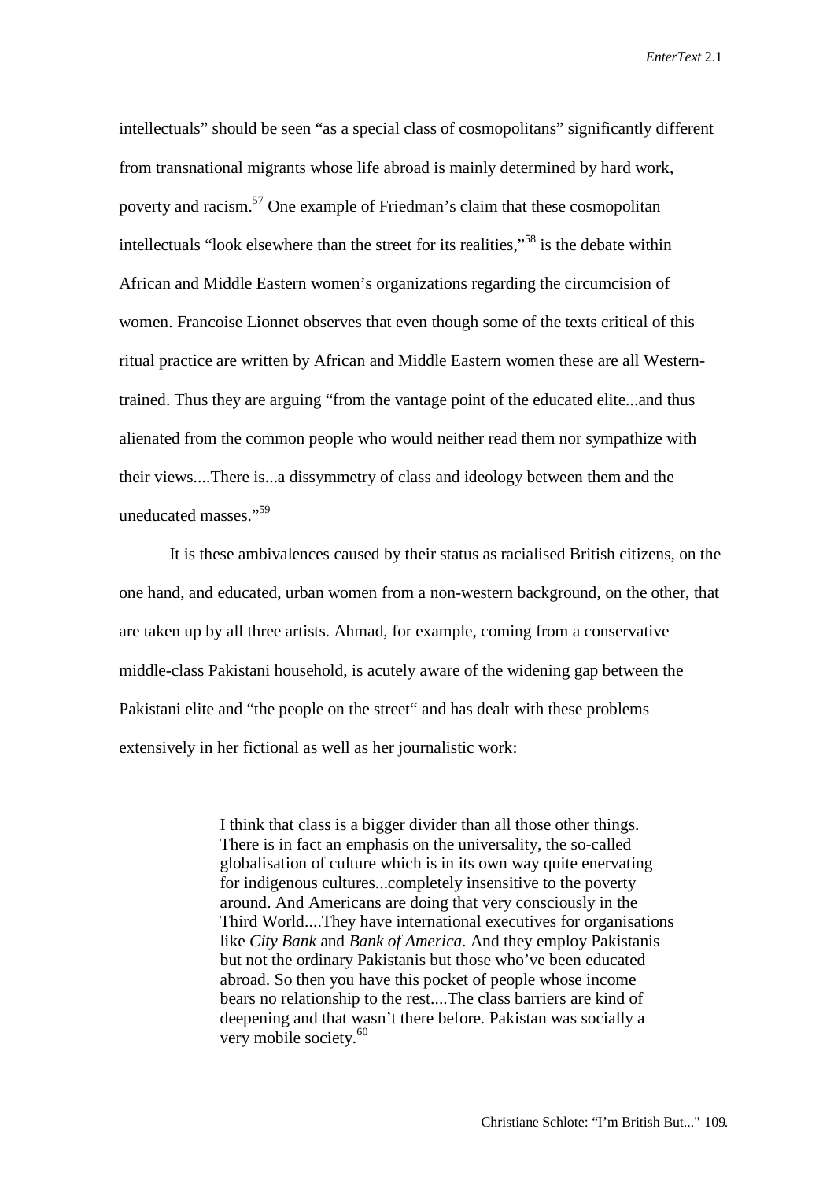intellectuals" should be seen "as a special class of cosmopolitans" significantly different from transnational migrants whose life abroad is mainly determined by hard work, poverty and racism.[57] One example of Friedman's claim that these cosmopolitan intellectuals "look elsewhere than the street for its realities,"[58] is the debate within African and Middle Eastern women's organizations regarding the circumcision of women. Francoise Lionnet observes that even though some of the texts critical of this ritual practice are written by African and Middle Eastern women these are all Western-trained. Thus they are arguing "from the vantage point of the educated elite...and thus alienated from the common people who would neither read them nor sympathize with their views....There is...a dissymmetry of class and ideology between them and the uneducated masses."[59]

It is these ambivalences caused by their status as racialised British citizens, on the one hand, and educated, urban women from a non-western background, on the other, that are taken up by all three artists. Ahmad, for example, coming from a conservative middle-class Pakistani household, is acutely aware of the widening gap between the Pakistani elite and "the people on the street" and has dealt with these problems extensively in her fictional as well as her journalistic work:

> I think that class is a bigger divider than all those other things. There is in fact an emphasis on the universality, the so-called globalisation of culture which is in its own way quite enervating for indigenous cultures...completely insensitive to the poverty around. And Americans are doing that very consciously in the Third World....They have international executives for organisations like *City Bank* and *Bank of America.* And they employ Pakistanis but not the ordinary Pakistanis but those who've been educated abroad. So then you have this pocket of people whose income bears no relationship to the rest....The class barriers are kind of deepening and that wasn't there before. Pakistan was socially a very mobile society.[60]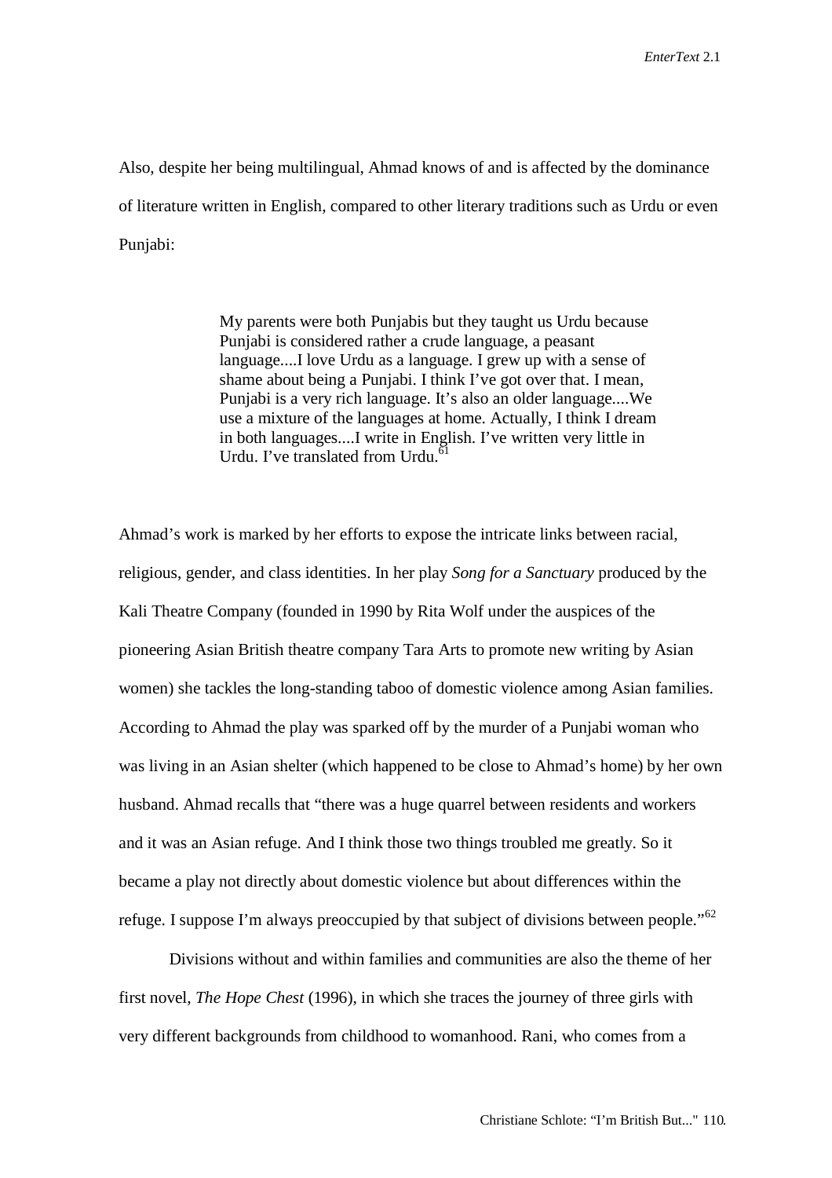Also, despite her being multilingual, Ahmad knows of and is affected by the dominance of literature written in English, compared to other literary traditions such as Urdu or even Punjabi:

> My parents were both Punjabis but they taught us Urdu because Punjabi is considered rather a crude language, a peasant language....I love Urdu as a language. I grew up with a sense of shame about being a Punjabi. I think I've got over that. I mean, Punjabi is a very rich language. It's also an older language....We use a mixture of the languages at home. Actually, I think I dream in both languages....I write in English. I've written very little in Urdu. I've translated from Urdu.[61]

Ahmad's work is marked by her efforts to expose the intricate links between racial, religious, gender, and class identities. In her play *Song for a Sanctuary* produced by the Kali Theatre Company (founded in 1990 by Rita Wolf under the auspices of the pioneering Asian British theatre company Tara Arts to promote new writing by Asian women) she tackles the long-standing taboo of domestic violence among Asian families. According to Ahmad the play was sparked off by the murder of a Punjabi woman who was living in an Asian shelter (which happened to be close to Ahmad's home) by her own husband. Ahmad recalls that "there was a huge quarrel between residents and workers and it was an Asian refuge. And I think those two things troubled me greatly. So it became a play not directly about domestic violence but about differences within the refuge. I suppose I'm always preoccupied by that subject of divisions between people."[62]

Divisions without and within families and communities are also the theme of her first novel, *The Hope Chest* (1996), in which she traces the journey of three girls with very different backgrounds from childhood to womanhood. Rani, who comes from a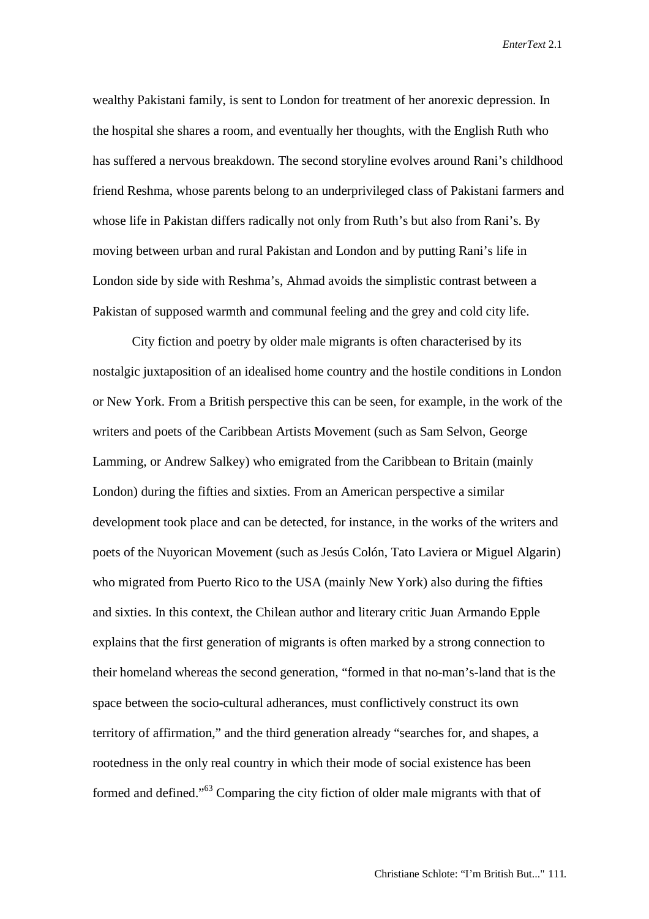wealthy Pakistani family, is sent to London for treatment of her anorexic depression. In the hospital she shares a room, and eventually her thoughts, with the English Ruth who has suffered a nervous breakdown. The second storyline evolves around Rani's childhood friend Reshma, whose parents belong to an underprivileged class of Pakistani farmers and whose life in Pakistan differs radically not only from Ruth's but also from Rani's. By moving between urban and rural Pakistan and London and by putting Rani's life in London side by side with Reshma's, Ahmad avoids the simplistic contrast between a Pakistan of supposed warmth and communal feeling and the grey and cold city life.

City fiction and poetry by older male migrants is often characterised by its nostalgic juxtaposition of an idealised home country and the hostile conditions in London or New York. From a British perspective this can be seen, for example, in the work of the writers and poets of the Caribbean Artists Movement (such as Sam Selvon, George Lamming, or Andrew Salkey) who emigrated from the Caribbean to Britain (mainly London) during the fifties and sixties. From an American perspective a similar development took place and can be detected, for instance, in the works of the writers and poets of the Nuyorican Movement (such as Jesús Colón, Tato Laviera or Miguel Algarin) who migrated from Puerto Rico to the USA (mainly New York) also during the fifties and sixties. In this context, the Chilean author and literary critic Juan Armando Epple explains that the first generation of migrants is often marked by a strong connection to their homeland whereas the second generation, "formed in that no-man's-land that is the space between the socio-cultural adherances, must conflictively construct its own territory of affirmation," and the third generation already "searches for, and shapes, a rootedness in the only real country in which their mode of social existence has been formed and defined."[63] Comparing the city fiction of older male migrants with that of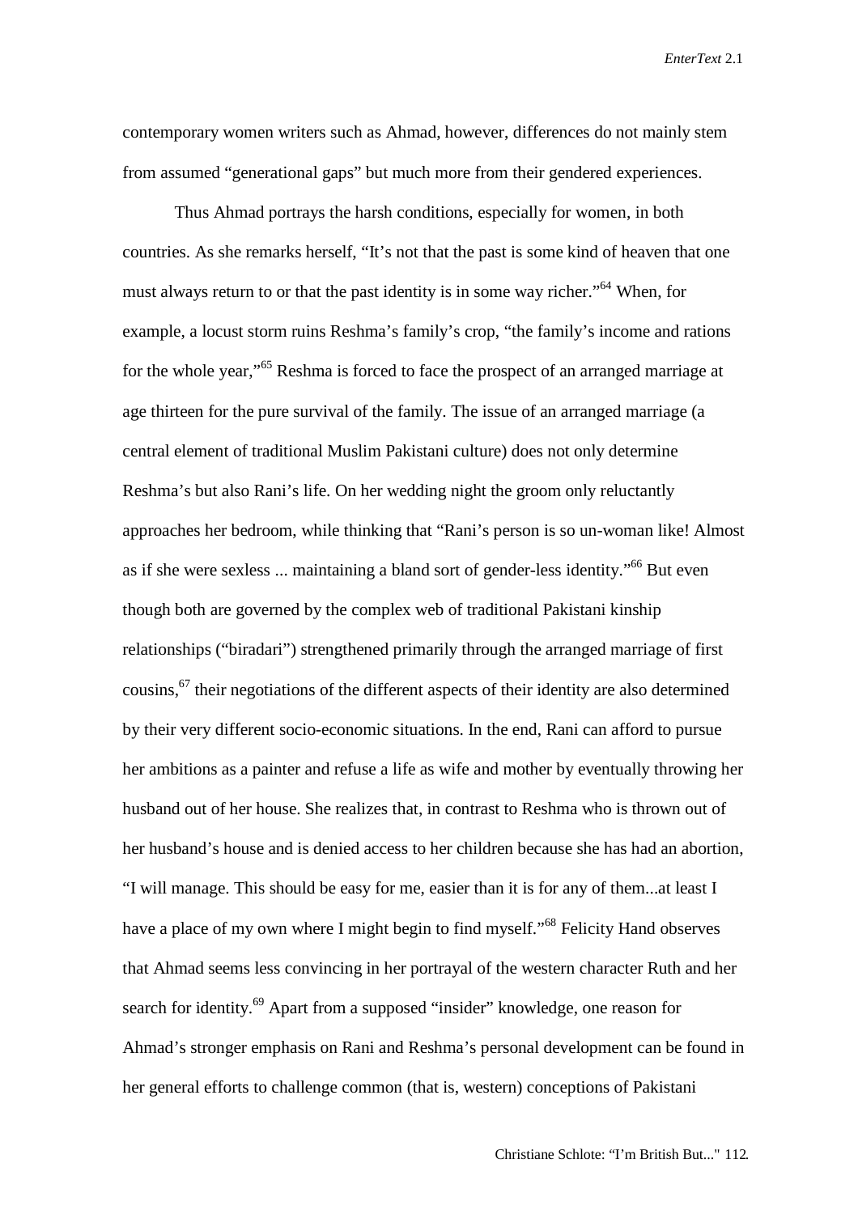contemporary women writers such as Ahmad, however, differences do not mainly stem from assumed "generational gaps" but much more from their gendered experiences.

Thus Ahmad portrays the harsh conditions, especially for women, in both countries. As she remarks herself, "It's not that the past is some kind of heaven that one must always return to or that the past identity is in some way richer."[64] When, for example, a locust storm ruins Reshma's family's crop, "the family's income and rations for the whole year,"[65] Reshma is forced to face the prospect of an arranged marriage at age thirteen for the pure survival of the family. The issue of an arranged marriage (a central element of traditional Muslim Pakistani culture) does not only determine Reshma's but also Rani's life. On her wedding night the groom only reluctantly approaches her bedroom, while thinking that "Rani's person is so un-woman like! Almost as if she were sexless ... maintaining a bland sort of gender-less identity."[66] But even though both are governed by the complex web of traditional Pakistani kinship relationships ("biradari") strengthened primarily through the arranged marriage of first cousins,[67] their negotiations of the different aspects of their identity are also determined by their very different socio-economic situations. In the end, Rani can afford to pursue her ambitions as a painter and refuse a life as wife and mother by eventually throwing her husband out of her house. She realizes that, in contrast to Reshma who is thrown out of her husband's house and is denied access to her children because she has had an abortion, "I will manage. This should be easy for me, easier than it is for any of them...at least I have a place of my own where I might begin to find myself."[68] Felicity Hand observes that Ahmad seems less convincing in her portrayal of the western character Ruth and her search for identity.[69] Apart from a supposed "insider" knowledge, one reason for Ahmad's stronger emphasis on Rani and Reshma's personal development can be found in her general efforts to challenge common (that is, western) conceptions of Pakistani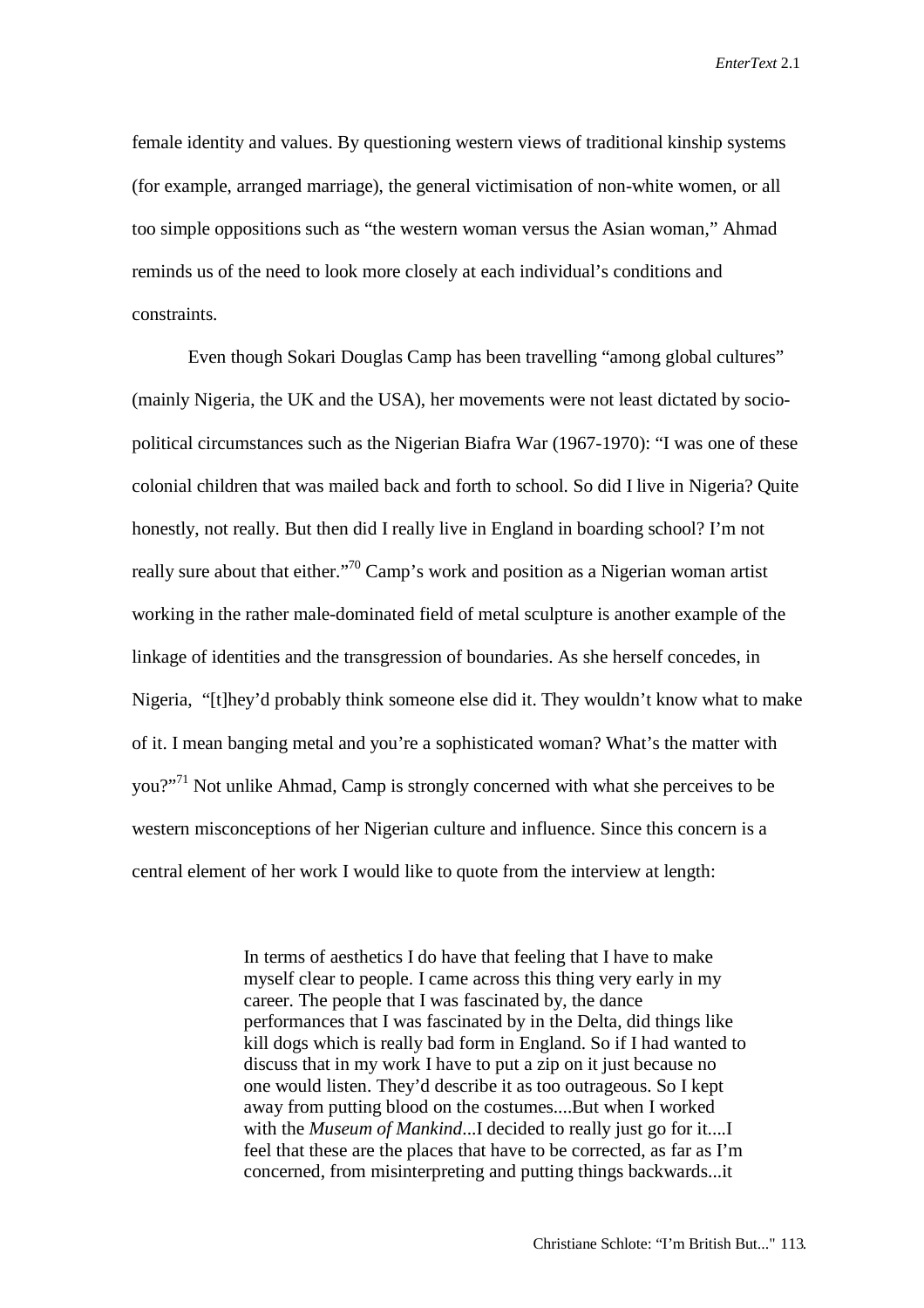female identity and values. By questioning western views of traditional kinship systems (for example, arranged marriage), the general victimisation of non-white women, or all too simple oppositions such as "the western woman versus the Asian woman," Ahmad reminds us of the need to look more closely at each individual's conditions and constraints.

Even though Sokari Douglas Camp has been travelling "among global cultures" (mainly Nigeria, the UK and the USA), her movements were not least dictated by socio-political circumstances such as the Nigerian Biafra War (1967-1970): "I was one of these colonial children that was mailed back and forth to school. So did I live in Nigeria? Quite honestly, not really. But then did I really live in England in boarding school? I'm not really sure about that either."[70] Camp's work and position as a Nigerian woman artist working in the rather male-dominated field of metal sculpture is another example of the linkage of identities and the transgression of boundaries. As she herself concedes, in Nigeria, "[t]hey'd probably think someone else did it. They wouldn't know what to make of it. I mean banging metal and you're a sophisticated woman? What's the matter with you?"[71] Not unlike Ahmad, Camp is strongly concerned with what she perceives to be western misconceptions of her Nigerian culture and influence. Since this concern is a central element of her work I would like to quote from the interview at length:

> In terms of aesthetics I do have that feeling that I have to make myself clear to people. I came across this thing very early in my career. The people that I was fascinated by, the dance performances that I was fascinated by in the Delta, did things like kill dogs which is really bad form in England. So if I had wanted to discuss that in my work I have to put a zip on it just because no one would listen. They'd describe it as too outrageous. So I kept away from putting blood on the costumes....But when I worked with the *Museum of Mankind*...I decided to really just go for it....I feel that these are the places that have to be corrected, as far as I'm concerned, from misinterpreting and putting things backwards...it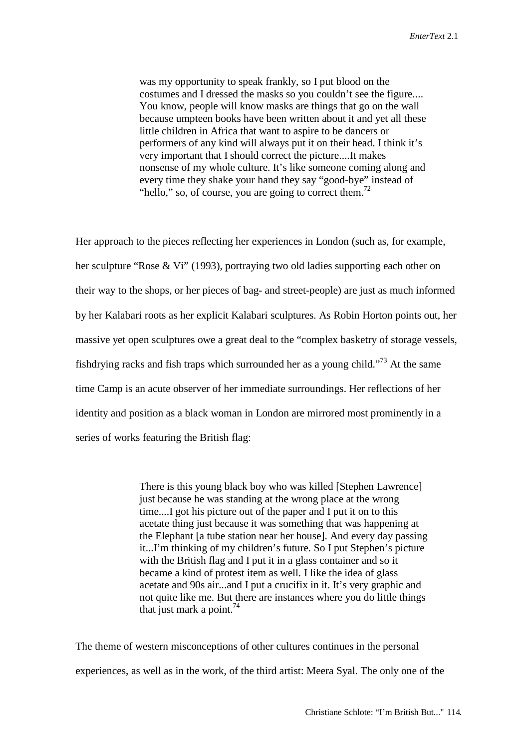> was my opportunity to speak frankly, so I put blood on the costumes and I dressed the masks so you couldn't see the figure.... You know, people will know masks are things that go on the wall because umpteen books have been written about it and yet all these little children in Africa that want to aspire to be dancers or performers of any kind will always put it on their head. I think it's very important that I should correct the picture....It makes nonsense of my whole culture. It's like someone coming along and every time they shake your hand they say "good-bye" instead of "hello," so, of course, you are going to correct them.[72]

Her approach to the pieces reflecting her experiences in London (such as, for example, her sculpture "Rose & Vi" (1993), portraying two old ladies supporting each other on their way to the shops, or her pieces of bag- and street-people) are just as much informed by her Kalabari roots as her explicit Kalabari sculptures. As Robin Horton points out, her massive yet open sculptures owe a great deal to the "complex basketry of storage vessels, fishdrying racks and fish traps which surrounded her as a young child."[73] At the same time Camp is an acute observer of her immediate surroundings. Her reflections of her identity and position as a black woman in London are mirrored most prominently in a series of works featuring the British flag:

> There is this young black boy who was killed [Stephen Lawrence] just because he was standing at the wrong place at the wrong time....I got his picture out of the paper and I put it on to this acetate thing just because it was something that was happening at the Elephant [a tube station near her house]. And every day passing it...I'm thinking of my children's future. So I put Stephen's picture with the British flag and I put it in a glass container and so it became a kind of protest item as well. I like the idea of glass acetate and 90s air...and I put a crucifix in it. It's very graphic and not quite like me. But there are instances where you do little things that just mark a point.[74]

The theme of western misconceptions of other cultures continues in the personal experiences, as well as in the work, of the third artist: Meera Syal. The only one of the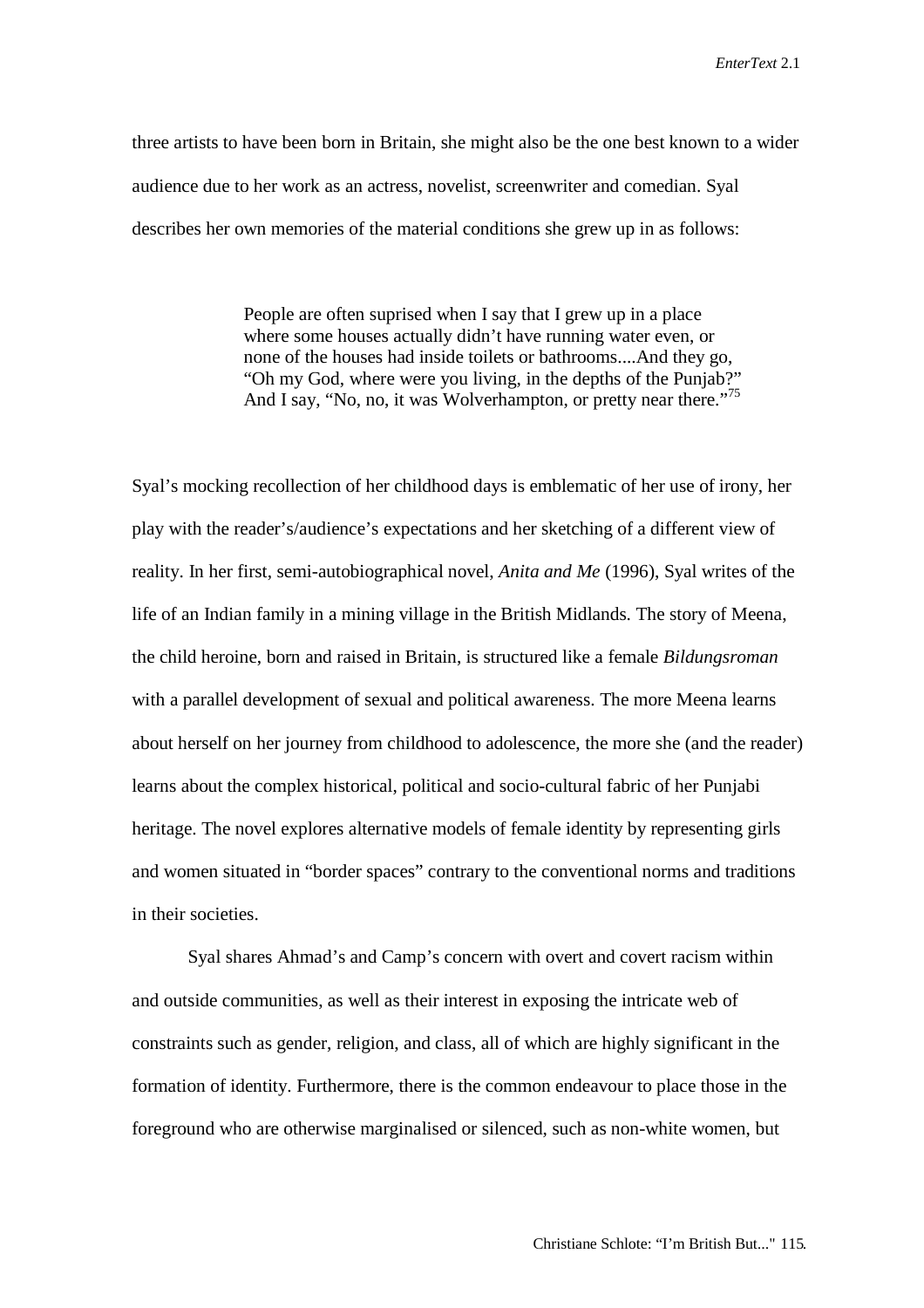three artists to have been born in Britain, she might also be the one best known to a wider audience due to her work as an actress, novelist, screenwriter and comedian. Syal describes her own memories of the material conditions she grew up in as follows:

> People are often suprised when I say that I grew up in a place where some houses actually didn't have running water even, or none of the houses had inside toilets or bathrooms....And they go, "Oh my God, where were you living, in the depths of the Punjab?" And I say, "No, no, it was Wolverhampton, or pretty near there."[75]

Syal's mocking recollection of her childhood days is emblematic of her use of irony, her play with the reader's/audience's expectations and her sketching of a different view of reality. In her first, semi-autobiographical novel, *Anita and Me* (1996), Syal writes of the life of an Indian family in a mining village in the British Midlands. The story of Meena, the child heroine, born and raised in Britain, is structured like a female *Bildungsroman* with a parallel development of sexual and political awareness. The more Meena learns about herself on her journey from childhood to adolescence, the more she (and the reader) learns about the complex historical, political and socio-cultural fabric of her Punjabi heritage. The novel explores alternative models of female identity by representing girls and women situated in "border spaces" contrary to the conventional norms and traditions in their societies.

Syal shares Ahmad's and Camp's concern with overt and covert racism within and outside communities, as well as their interest in exposing the intricate web of constraints such as gender, religion, and class, all of which are highly significant in the formation of identity. Furthermore, there is the common endeavour to place those in the foreground who are otherwise marginalised or silenced, such as non-white women, but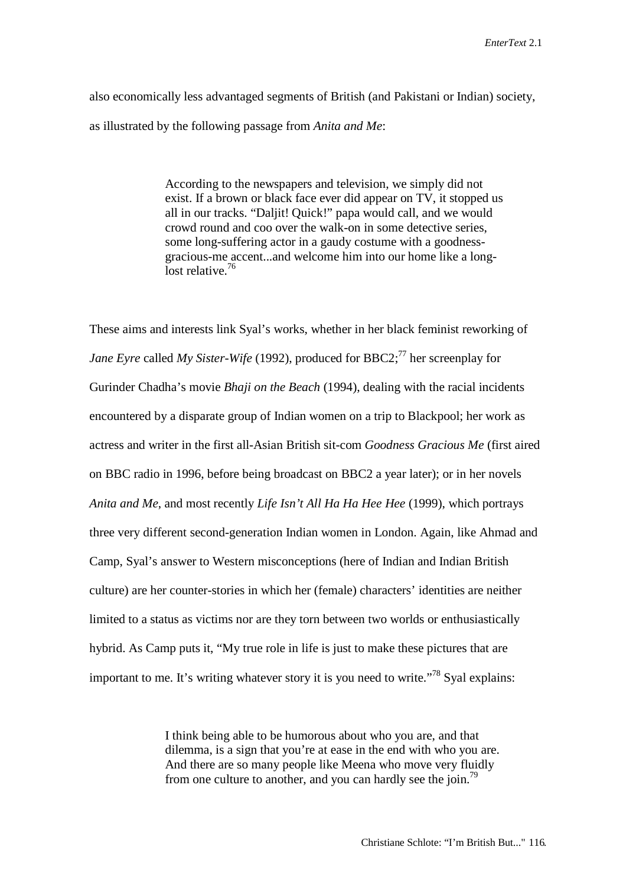also economically less advantaged segments of British (and Pakistani or Indian) society, as illustrated by the following passage from *Anita and Me*:

> According to the newspapers and television, we simply did not exist. If a brown or black face ever did appear on TV, it stopped us all in our tracks. "Daljit! Quick!" papa would call, and we would crowd round and coo over the walk-on in some detective series, some long-suffering actor in a gaudy costume with a goodness-gracious-me accent...and welcome him into our home like a long-lost relative.[76]

These aims and interests link Syal's works, whether in her black feminist reworking of *Jane Eyre* called *My Sister-Wife* (1992), produced for BBC2;[77] her screenplay for Gurinder Chadha's movie *Bhaji on the Beach* (1994), dealing with the racial incidents encountered by a disparate group of Indian women on a trip to Blackpool; her work as actress and writer in the first all-Asian British sit-com *Goodness Gracious Me* (first aired on BBC radio in 1996, before being broadcast on BBC2 a year later); or in her novels *Anita and Me*, and most recently *Life Isn't All Ha Ha Hee Hee* (1999), which portrays three very different second-generation Indian women in London. Again, like Ahmad and Camp, Syal's answer to Western misconceptions (here of Indian and Indian British culture) are her counter-stories in which her (female) characters' identities are neither limited to a status as victims nor are they torn between two worlds or enthusiastically hybrid. As Camp puts it, "My true role in life is just to make these pictures that are important to me. It's writing whatever story it is you need to write."[78] Syal explains:

> I think being able to be humorous about who you are, and that dilemma, is a sign that you're at ease in the end with who you are. And there are so many people like Meena who move very fluidly from one culture to another, and you can hardly see the join.[79]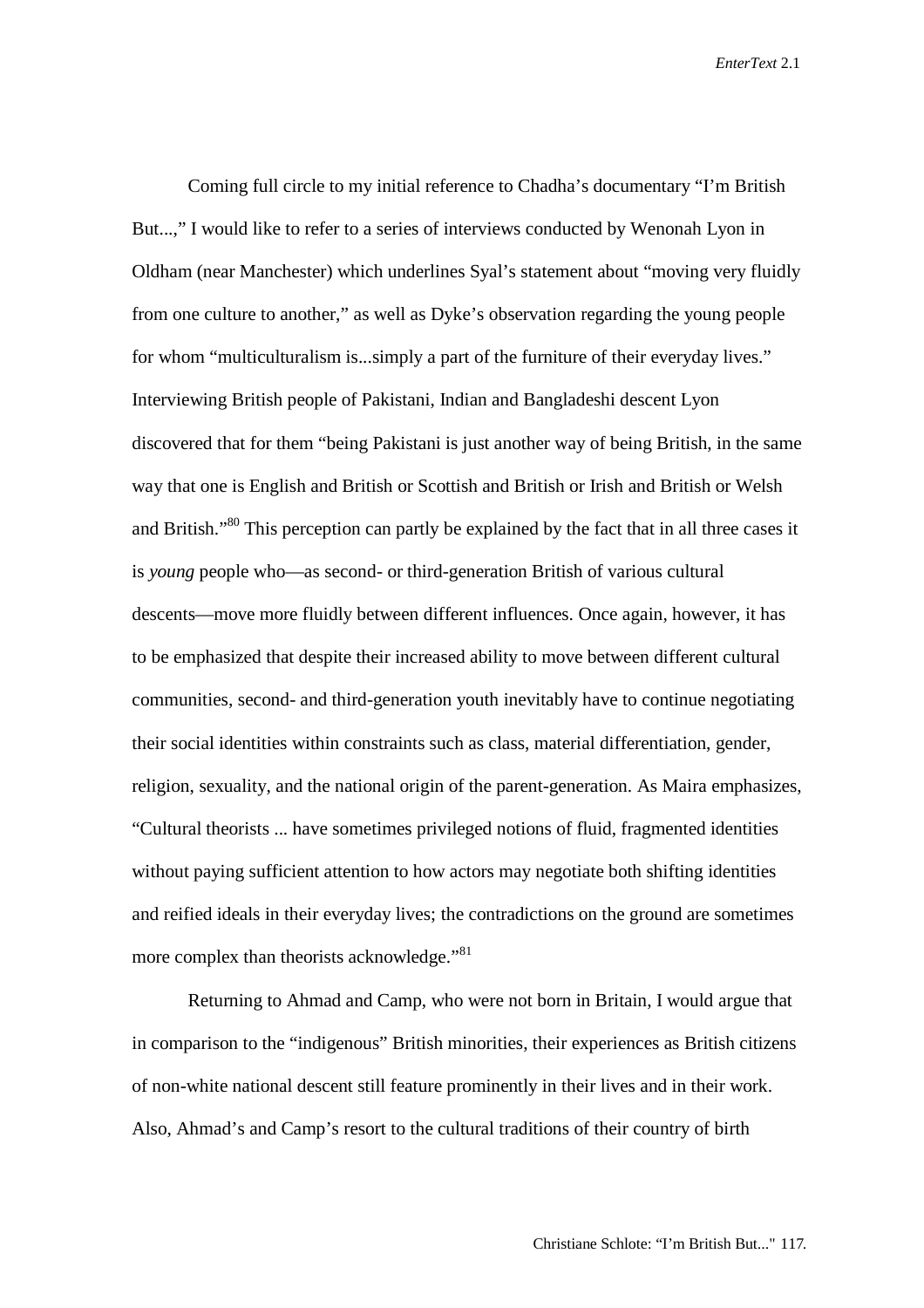Coming full circle to my initial reference to Chadha's documentary "I'm British But...," I would like to refer to a series of interviews conducted by Wenonah Lyon in Oldham (near Manchester) which underlines Syal's statement about "moving very fluidly from one culture to another," as well as Dyke's observation regarding the young people for whom "multiculturalism is...simply a part of the furniture of their everyday lives." Interviewing British people of Pakistani, Indian and Bangladeshi descent Lyon discovered that for them "being Pakistani is just another way of being British, in the same way that one is English and British or Scottish and British or Irish and British or Welsh and British."[80] This perception can partly be explained by the fact that in all three cases it is *young* people who—as second- or third-generation British of various cultural descents—move more fluidly between different influences. Once again, however, it has to be emphasized that despite their increased ability to move between different cultural communities, second- and third-generation youth inevitably have to continue negotiating their social identities within constraints such as class, material differentiation, gender, religion, sexuality, and the national origin of the parent-generation. As Maira emphasizes, "Cultural theorists ... have sometimes privileged notions of fluid, fragmented identities without paying sufficient attention to how actors may negotiate both shifting identities and reified ideals in their everyday lives; the contradictions on the ground are sometimes more complex than theorists acknowledge."[81]

Returning to Ahmad and Camp, who were not born in Britain, I would argue that in comparison to the "indigenous" British minorities, their experiences as British citizens of non-white national descent still feature prominently in their lives and in their work. Also, Ahmad's and Camp's resort to the cultural traditions of their country of birth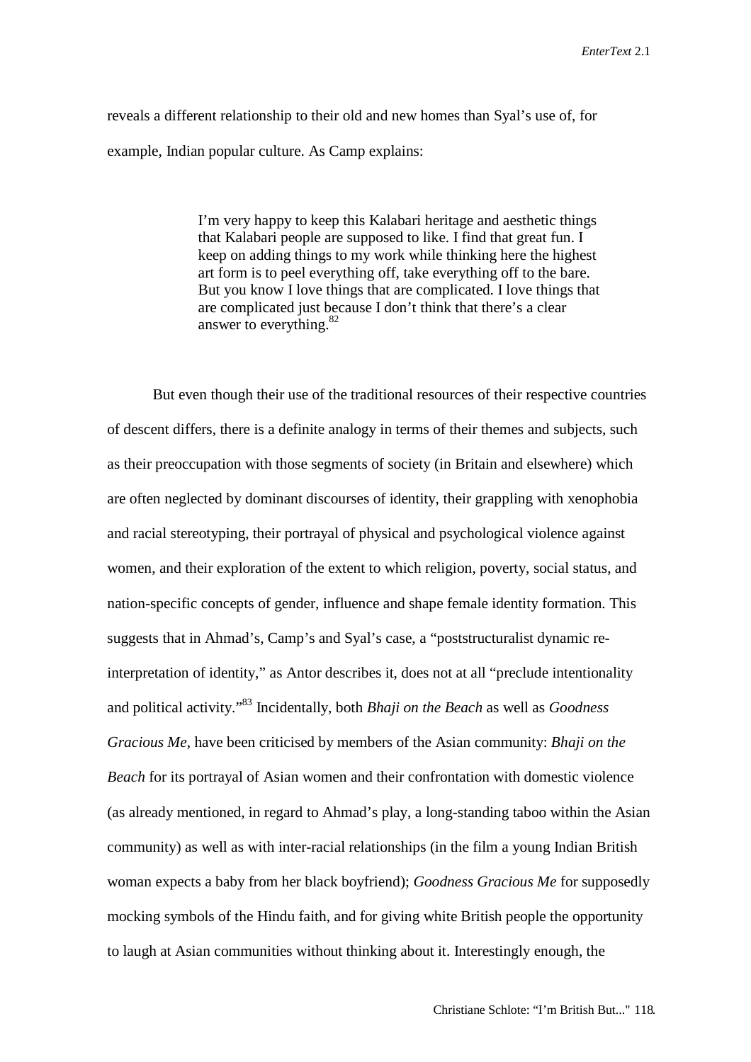reveals a different relationship to their old and new homes than Syal's use of, for example, Indian popular culture. As Camp explains:

> I'm very happy to keep this Kalabari heritage and aesthetic things that Kalabari people are supposed to like. I find that great fun. I keep on adding things to my work while thinking here the highest art form is to peel everything off, take everything off to the bare. But you know I love things that are complicated. I love things that are complicated just because I don't think that there's a clear answer to everything.[82]

But even though their use of the traditional resources of their respective countries of descent differs, there is a definite analogy in terms of their themes and subjects, such as their preoccupation with those segments of society (in Britain and elsewhere) which are often neglected by dominant discourses of identity, their grappling with xenophobia and racial stereotyping, their portrayal of physical and psychological violence against women, and their exploration of the extent to which religion, poverty, social status, and nation-specific concepts of gender, influence and shape female identity formation. This suggests that in Ahmad's, Camp's and Syal's case, a "poststructuralist dynamic re-interpretation of identity," as Antor describes it, does not at all "preclude intentionality and political activity."[83] Incidentally, both *Bhaji on the Beach* as well as *Goodness Gracious Me*, have been criticised by members of the Asian community: *Bhaji on the Beach* for its portrayal of Asian women and their confrontation with domestic violence (as already mentioned, in regard to Ahmad's play, a long-standing taboo within the Asian community) as well as with inter-racial relationships (in the film a young Indian British woman expects a baby from her black boyfriend); *Goodness Gracious Me* for supposedly mocking symbols of the Hindu faith, and for giving white British people the opportunity to laugh at Asian communities without thinking about it. Interestingly enough, the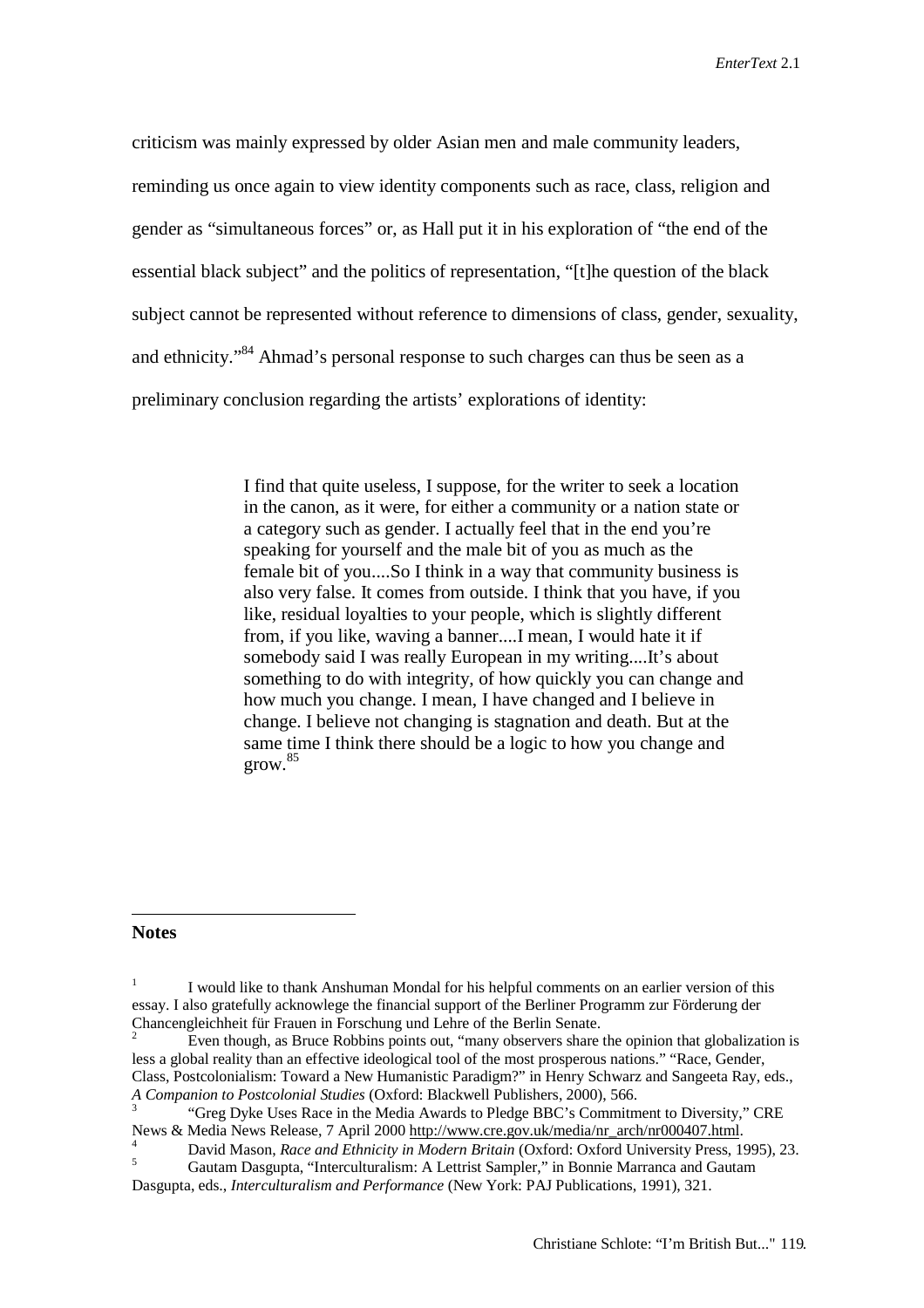criticism was mainly expressed by older Asian men and male community leaders, reminding us once again to view identity components such as race, class, religion and gender as "simultaneous forces" or, as Hall put it in his exploration of "the end of the essential black subject" and the politics of representation, "[t]he question of the black subject cannot be represented without reference to dimensions of class, gender, sexuality, and ethnicity."[84] Ahmad's personal response to such charges can thus be seen as a preliminary conclusion regarding the artists' explorations of identity:

> I find that quite useless, I suppose, for the writer to seek a location in the canon, as it were, for either a community or a nation state or a category such as gender. I actually feel that in the end you're speaking for yourself and the male bit of you as much as the female bit of you....So I think in a way that community business is also very false. It comes from outside. I think that you have, if you like, residual loyalties to your people, which is slightly different from, if you like, waving a banner....I mean, I would hate it if somebody said I was really European in my writing....It's about something to do with integrity, of how quickly you can change and how much you change. I mean, I have changed and I believe in change. I believe not changing is stagnation and death. But at the same time I think there should be a logic to how you change and grow.[85]

---

**Notes**

[1] I would like to thank Anshuman Mondal for his helpful comments on an earlier version of this essay. I also gratefully acknowlege the financial support of the Berliner Programm zur Förderung der Chancengleichheit für Frauen in Forschung und Lehre of the Berlin Senate.

[2] Even though, as Bruce Robbins points out, "many observers share the opinion that globalization is less a global reality than an effective ideological tool of the most prosperous nations." "Race, Gender, Class, Postcolonialism: Toward a New Humanistic Paradigm?" in Henry Schwarz and Sangeeta Ray, eds., *A Companion to Postcolonial Studies* (Oxford: Blackwell Publishers, 2000), 566.

[3] "Greg Dyke Uses Race in the Media Awards to Pledge BBC's Commitment to Diversity," CRE News & Media News Release, 7 April 2000 http://www.cre.gov.uk/media/nr_arch/nr000407.html.

[4] David Mason, *Race and Ethnicity in Modern Britain* (Oxford: Oxford University Press, 1995), 23.

[5] Gautam Dasgupta, "Interculturalism: A Lettrist Sampler," in Bonnie Marranca and Gautam Dasgupta, eds., *Interculturalism and Performance* (New York: PAJ Publications, 1991), 321.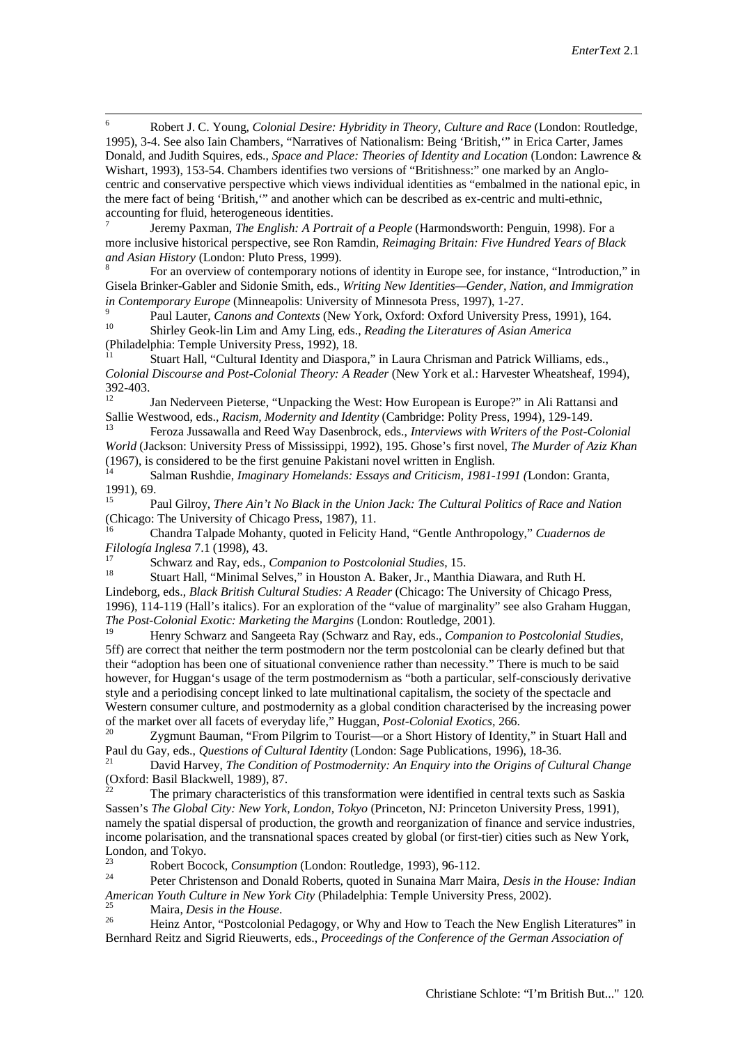[6] Robert J. C. Young, *Colonial Desire: Hybridity in Theory, Culture and Race* (London: Routledge, 1995), 3-4. See also Iain Chambers, "Narratives of Nationalism: Being 'British,'" in Erica Carter, James Donald, and Judith Squires, eds., *Space and Place: Theories of Identity and Location* (London: Lawrence & Wishart, 1993), 153-54. Chambers identifies two versions of "Britishness:" one marked by an Anglo-centric and conservative perspective which views individual identities as "embalmed in the national epic, in the mere fact of being 'British,'" and another which can be described as ex-centric and multi-ethnic, accounting for fluid, heterogeneous identities.

[7] Jeremy Paxman, *The English: A Portrait of a People* (Harmondsworth: Penguin, 1998). For a more inclusive historical perspective, see Ron Ramdin, *Reimaging Britain: Five Hundred Years of Black and Asian History* (London: Pluto Press, 1999).

[8] For an overview of contemporary notions of identity in Europe see, for instance, "Introduction," in Gisela Brinker-Gabler and Sidonie Smith, eds., *Writing New Identities—Gender, Nation, and Immigration in Contemporary Europe* (Minneapolis: University of Minnesota Press, 1997), 1-27.

[9] Paul Lauter, *Canons and Contexts* (New York, Oxford: Oxford University Press, 1991), 164.

[10] Shirley Geok-lin Lim and Amy Ling, eds., *Reading the Literatures of Asian America* (Philadelphia: Temple University Press, 1992), 18.

[11] Stuart Hall, "Cultural Identity and Diaspora," in Laura Chrisman and Patrick Williams, eds., *Colonial Discourse and Post-Colonial Theory: A Reader* (New York et al.: Harvester Wheatsheaf, 1994), 392-403.

[12] Jan Nederveen Pieterse, "Unpacking the West: How European is Europe?" in Ali Rattansi and Sallie Westwood, eds., *Racism, Modernity and Identity* (Cambridge: Polity Press, 1994), 129-149.

[13] Feroza Jussawalla and Reed Way Dasenbrock, eds., *Interviews with Writers of the Post-Colonial World* (Jackson: University Press of Mississippi, 1992), 195. Ghose's first novel, *The Murder of Aziz Khan* (1967), is considered to be the first genuine Pakistani novel written in English.

[14] Salman Rushdie, *Imaginary Homelands: Essays and Criticism, 1981-1991 (*London: Granta, 1991), 69.

[15] Paul Gilroy, *There Ain't No Black in the Union Jack: The Cultural Politics of Race and Nation* (Chicago: The University of Chicago Press, 1987), 11.

[16] Chandra Talpade Mohanty, quoted in Felicity Hand, "Gentle Anthropology," *Cuadernos de Filología Inglesa* 7.1 (1998), 43.

[17] Schwarz and Ray, eds., *Companion to Postcolonial Studies*, 15.

[18] Stuart Hall, "Minimal Selves," in Houston A. Baker, Jr., Manthia Diawara, and Ruth H. Lindeborg, eds., *Black British Cultural Studies: A Reader* (Chicago: The University of Chicago Press, 1996), 114-119 (Hall's italics). For an exploration of the "value of marginality" see also Graham Huggan, *The Post-Colonial Exotic: Marketing the Margins* (London: Routledge, 2001).

[19] Henry Schwarz and Sangeeta Ray (Schwarz and Ray, eds., *Companion to Postcolonial Studies*, 5ff) are correct that neither the term postmodern nor the term postcolonial can be clearly defined but that their "adoption has been one of situational convenience rather than necessity." There is much to be said however, for Huggan's usage of the term postmodernism as "both a particular, self-consciously derivative style and a periodising concept linked to late multinational capitalism, the society of the spectacle and Western consumer culture, and postmodernity as a global condition characterised by the increasing power of the market over all facets of everyday life," Huggan, *Post-Colonial Exotics*, 266.

[20] Zygmunt Bauman, "From Pilgrim to Tourist—or a Short History of Identity," in Stuart Hall and Paul du Gay, eds., *Questions of Cultural Identity* (London: Sage Publications, 1996), 18-36.

[21] David Harvey, *The Condition of Postmodernity: An Enquiry into the Origins of Cultural Change* (Oxford: Basil Blackwell, 1989), 87.

[22] The primary characteristics of this transformation were identified in central texts such as Saskia Sassen's *The Global City: New York, London, Tokyo* (Princeton, NJ: Princeton University Press, 1991), namely the spatial dispersal of production, the growth and reorganization of finance and service industries, income polarisation, and the transnational spaces created by global (or first-tier) cities such as New York, London, and Tokyo.

[23] Robert Bocock, *Consumption* (London: Routledge, 1993), 96-112.

[24] Peter Christenson and Donald Roberts, quoted in Sunaina Marr Maira, *Desis in the House: Indian American Youth Culture in New York City* (Philadelphia: Temple University Press, 2002).

[25] Maira, *Desis in the House*.

[26] Heinz Antor, "Postcolonial Pedagogy, or Why and How to Teach the New English Literatures" in Bernhard Reitz and Sigrid Rieuwerts, eds., *Proceedings of the Conference of the German Association of*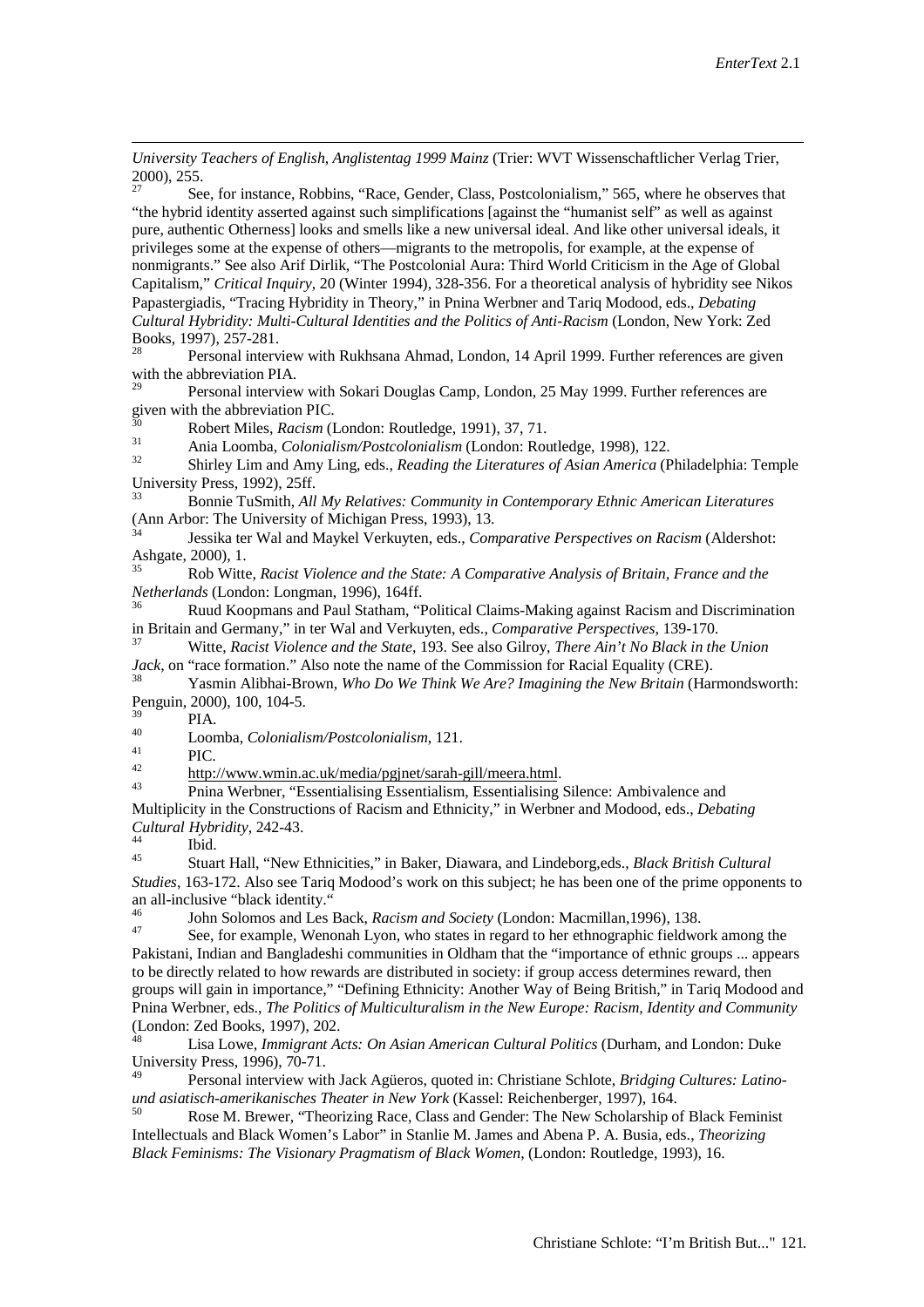*University Teachers of English, Anglistentag 1999 Mainz* (Trier: WVT Wissenschaftlicher Verlag Trier, 2000), 255.

[27] See, for instance, Robbins, "Race, Gender, Class, Postcolonialism," 565, where he observes that "the hybrid identity asserted against such simplifications [against the "humanist self" as well as against pure, authentic Otherness] looks and smells like a new universal ideal. And like other universal ideals, it privileges some at the expense of others—migrants to the metropolis, for example, at the expense of nonmigrants." See also Arif Dirlik, "The Postcolonial Aura: Third World Criticism in the Age of Global Capitalism," *Critical Inquiry*, 20 (Winter 1994), 328-356. For a theoretical analysis of hybridity see Nikos Papastergiadis, "Tracing Hybridity in Theory," in Pnina Werbner and Tariq Modood, eds., *Debating Cultural Hybridity: Multi-Cultural Identities and the Politics of Anti-Racism* (London, New York: Zed Books, 1997), 257-281.

[28] Personal interview with Rukhsana Ahmad, London, 14 April 1999. Further references are given with the abbreviation PIA.

[29] Personal interview with Sokari Douglas Camp, London, 25 May 1999. Further references are given with the abbreviation PIC.

[30] Robert Miles, *Racism* (London: Routledge, 1991), 37, 71.

[31] Ania Loomba, *Colonialism/Postcolonialism* (London: Routledge, 1998), 122.

[32] Shirley Lim and Amy Ling, eds., *Reading the Literatures of Asian America* (Philadelphia: Temple University Press, 1992), 25ff.

[33] Bonnie TuSmith, *All My Relatives: Community in Contemporary Ethnic American Literatures* (Ann Arbor: The University of Michigan Press, 1993), 13.

[34] Jessika ter Wal and Maykel Verkuyten, eds., *Comparative Perspectives on Racism* (Aldershot: Ashgate, 2000), 1.

[35] Rob Witte, *Racist Violence and the State: A Comparative Analysis of Britain, France and the Netherlands* (London: Longman, 1996), 164ff.

[36] Ruud Koopmans and Paul Statham, "Political Claims-Making against Racism and Discrimination in Britain and Germany," in ter Wal and Verkuyten, eds., *Comparative Perspectives*, 139-170.

[37] Witte, *Racist Violence and the State*, 193. See also Gilroy, *There Ain't No Black in the Union Jack*, on "race formation." Also note the name of the Commission for Racial Equality (CRE).

[38] Yasmin Alibhai-Brown, *Who Do We Think We Are? Imagining the New Britain* (Harmondsworth: Penguin, 2000), 100, 104-5.

[39] PIA.

[40] Loomba, *Colonialism/Postcolonialism*, 121.

[41] PIC.

[42] http://www.wmin.ac.uk/media/pgjnet/sarah-gill/meera.html.

[43] Pnina Werbner, "Essentialising Essentialism, Essentialising Silence: Ambivalence and Multiplicity in the Constructions of Racism and Ethnicity," in Werbner and Modood, eds., *Debating Cultural Hybridity*, 242-43.

[44] Ibid.

[45] Stuart Hall, "New Ethnicities," in Baker, Diawara, and Lindeborg,eds., *Black British Cultural Studies*, 163-172. Also see Tariq Modood's work on this subject; he has been one of the prime opponents to an all-inclusive "black identity."

[46] John Solomos and Les Back, *Racism and Society* (London: Macmillan,1996), 138.

[47] See, for example, Wenonah Lyon, who states in regard to her ethnographic fieldwork among the Pakistani, Indian and Bangladeshi communities in Oldham that the "importance of ethnic groups ... appears to be directly related to how rewards are distributed in society: if group access determines reward, then groups will gain in importance," "Defining Ethnicity: Another Way of Being British," in Tariq Modood and Pnina Werbner, eds., *The Politics of Multiculturalism in the New Europe: Racism, Identity and Community* (London: Zed Books, 1997), 202.

[48] Lisa Lowe, *Immigrant Acts: On Asian American Cultural Politics* (Durham, and London: Duke University Press, 1996), 70-71.

[49] Personal interview with Jack Agüeros, quoted in: Christiane Schlote, *Bridging Cultures: Latino- und asiatisch-amerikanisches Theater in New York* (Kassel: Reichenberger, 1997), 164.

[50] Rose M. Brewer, "Theorizing Race, Class and Gender: The New Scholarship of Black Feminist Intellectuals and Black Women's Labor" in Stanlie M. James and Abena P. A. Busia, eds., *Theorizing Black Feminisms: The Visionary Pragmatism of Black Women*, (London: Routledge, 1993), 16.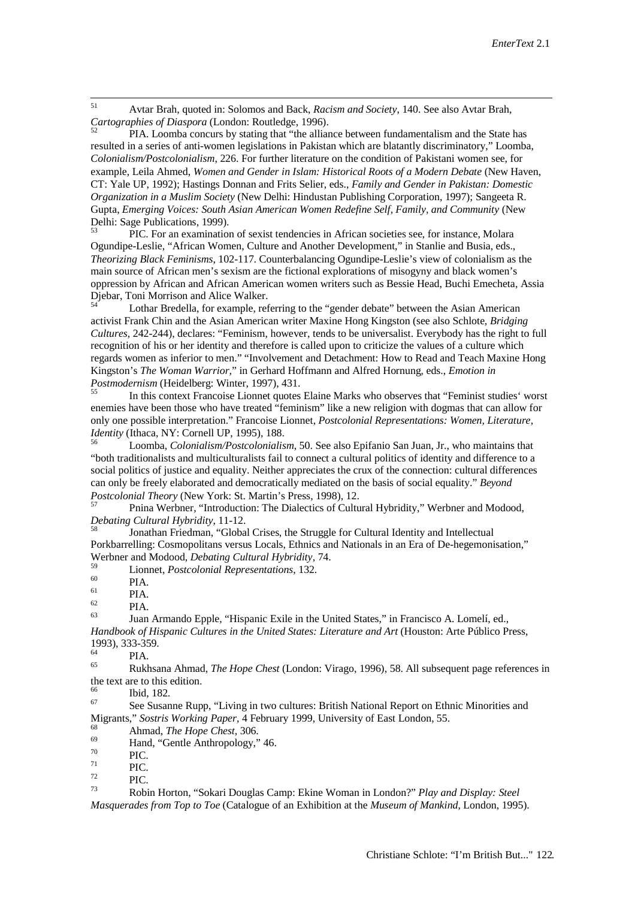[51] Avtar Brah, quoted in: Solomos and Back, *Racism and Society*, 140. See also Avtar Brah, *Cartographies of Diaspora* (London: Routledge, 1996).

[52] PIA. Loomba concurs by stating that "the alliance between fundamentalism and the State has resulted in a series of anti-women legislations in Pakistan which are blatantly discriminatory," Loomba, *Colonialism/Postcolonialism*, 226. For further literature on the condition of Pakistani women see, for example, Leila Ahmed, *Women and Gender in Islam: Historical Roots of a Modern Debate* (New Haven, CT: Yale UP, 1992); Hastings Donnan and Frits Selier, eds., *Family and Gender in Pakistan: Domestic Organization in a Muslim Society* (New Delhi: Hindustan Publishing Corporation, 1997); Sangeeta R. Gupta, *Emerging Voices: South Asian American Women Redefine Self, Family, and Community* (New Delhi: Sage Publications, 1999).

[53] PIC. For an examination of sexist tendencies in African societies see, for instance, Molara Ogundipe-Leslie, "African Women, Culture and Another Development," in Stanlie and Busia, eds., *Theorizing Black Feminisms*, 102-117. Counterbalancing Ogundipe-Leslie's view of colonialism as the main source of African men's sexism are the fictional explorations of misogyny and black women's oppression by African and African American women writers such as Bessie Head, Buchi Emecheta, Assia Djebar, Toni Morrison and Alice Walker.

[54] Lothar Bredella, for example, referring to the "gender debate" between the Asian American activist Frank Chin and the Asian American writer Maxine Hong Kingston (see also Schlote, *Bridging Cultures*, 242-244), declares: "Feminism, however, tends to be universalist. Everybody has the right to full recognition of his or her identity and therefore is called upon to criticize the values of a culture which regards women as inferior to men." "Involvement and Detachment: How to Read and Teach Maxine Hong Kingston's *The Woman Warrior*," in Gerhard Hoffmann and Alfred Hornung, eds., *Emotion in Postmodernism* (Heidelberg: Winter, 1997), 431.

[55] In this context Francoise Lionnet quotes Elaine Marks who observes that "Feminist studies' worst enemies have been those who have treated "feminism" like a new religion with dogmas that can allow for only one possible interpretation." Francoise Lionnet, *Postcolonial Representations: Women, Literature, Identity* (Ithaca, NY: Cornell UP, 1995), 188.

[56] Loomba, *Colonialism/Postcolonialism*, 50. See also Epifanio San Juan, Jr., who maintains that "both traditionalists and multiculturalists fail to connect a cultural politics of identity and difference to a social politics of justice and equality. Neither appreciates the crux of the connection: cultural differences can only be freely elaborated and democratically mediated on the basis of social equality." *Beyond Postcolonial Theory* (New York: St. Martin's Press, 1998), 12.

[57] Pnina Werbner, "Introduction: The Dialectics of Cultural Hybridity," Werbner and Modood, *Debating Cultural Hybridity*, 11-12.

[58] Jonathan Friedman, "Global Crises, the Struggle for Cultural Identity and Intellectual Porkbarrelling: Cosmopolitans versus Locals, Ethnics and Nationals in an Era of De-hegemonisation," Werbner and Modood, *Debating Cultural Hybridity*, 74.

[59] Lionnet, *Postcolonial Representations*, 132.

[60] PIA.

[61] PIA.

[62] PIA.

[63] Juan Armando Epple, "Hispanic Exile in the United States," in Francisco A. Lomelí, ed., *Handbook of Hispanic Cultures in the United States: Literature and Art* (Houston: Arte Público Press, 1993), 333-359.

[64] PIA.

[65] Rukhsana Ahmad, *The Hope Chest* (London: Virago, 1996), 58. All subsequent page references in the text are to this edition.

[66] Ibid, 182.

[67] See Susanne Rupp, "Living in two cultures: British National Report on Ethnic Minorities and Migrants," *Sostris Working Paper*, 4 February 1999, University of East London, 55.

[68] Ahmad, *The Hope Chest*, 306.

[69] Hand, "Gentle Anthropology," 46.

[70] PIC.

[71] PIC.

[72] PIC.

[73] Robin Horton, "Sokari Douglas Camp: Ekine Woman in London?" *Play and Display: Steel Masquerades from Top to Toe* (Catalogue of an Exhibition at the *Museum of Mankind*, London, 1995).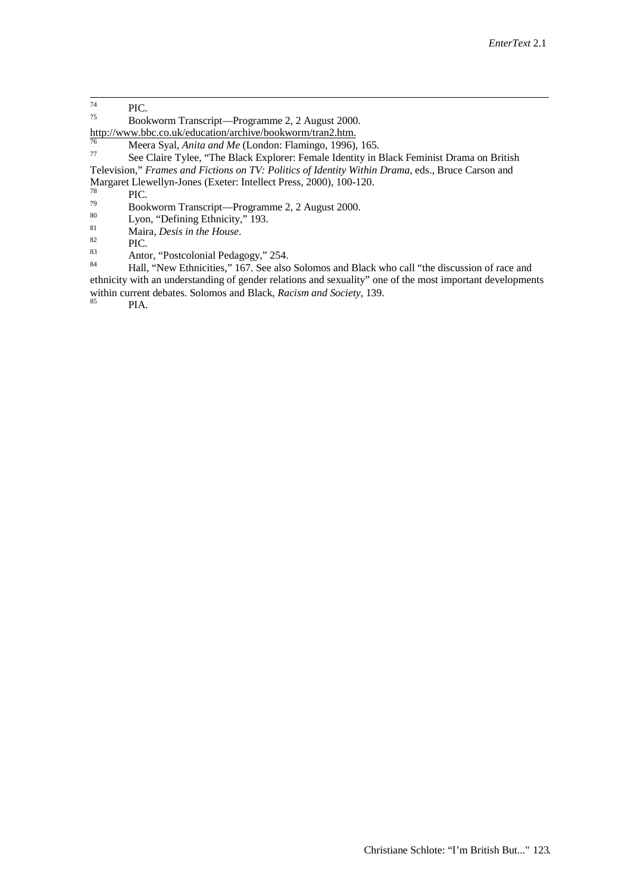[74] PIC.

[75] Bookworm Transcript—Programme 2, 2 August 2000. http://www.bbc.co.uk/education/archive/bookworm/tran2.htm.

[76] Meera Syal, *Anita and Me* (London: Flamingo, 1996), 165.

[77] See Claire Tylee, "The Black Explorer: Female Identity in Black Feminist Drama on British Television," *Frames and Fictions on TV: Politics of Identity Within Drama*, eds., Bruce Carson and Margaret Llewellyn-Jones (Exeter: Intellect Press, 2000), 100-120.

[78] PIC.

[79] Bookworm Transcript—Programme 2, 2 August 2000.

[80] Lyon, "Defining Ethnicity," 193.

[81] Maira, *Desis in the House*.

[82] PIC.

[83] Antor, "Postcolonial Pedagogy," 254.

[84] Hall, "New Ethnicities," 167. See also Solomos and Black who call "the discussion of race and ethnicity with an understanding of gender relations and sexuality" one of the most important developments within current debates. Solomos and Black, *Racism and Society*, 139.

[85] PIA.